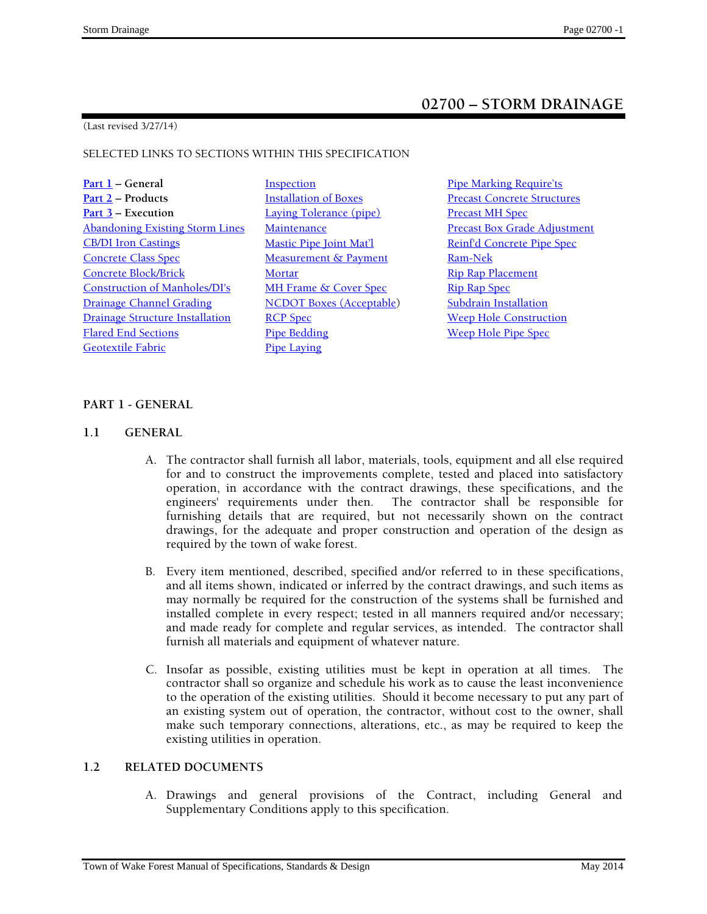# 02700 – STORM DRAINAGE

(Last revised 3/27/14)

SELECTED LINKS TO SECTIONS WITHIN THIS SPECIFICATION

| | | |
|---|---|---|
| **Part 1 – General** | Inspection | Pipe Marking Require'ts |
| **Part 2 – Products** | Installation of Boxes | Precast Concrete Structures |
| **Part 3 – Execution** | Laying Tolerance (pipe) | Precast MH Spec |
| Abandoning Existing Storm Lines | Maintenance | Precast Box Grade Adjustment |
| CB/DI Iron Castings | Mastic Pipe Joint Mat'l | Reinf'd Concrete Pipe Spec |
| Concrete Class Spec | Measurement & Payment | Ram-Nek |
| Concrete Block/Brick | Mortar | Rip Rap Placement |
| Construction of Manholes/DI's | MH Frame & Cover Spec | Rip Rap Spec |
| Drainage Channel Grading | NCDOT Boxes (Acceptable) | Subdrain Installation |
| Drainage Structure Installation | RCP Spec | Weep Hole Construction |
| Flared End Sections | Pipe Bedding | Weep Hole Pipe Spec |
| Geotextile Fabric | Pipe Laying | |

## PART 1 - GENERAL

### 1.1 GENERAL

A. The contractor shall furnish all labor, materials, tools, equipment and all else required for and to construct the improvements complete, tested and placed into satisfactory operation, in accordance with the contract drawings, these specifications, and the engineers' requirements under then. The contractor shall be responsible for furnishing details that are required, but not necessarily shown on the contract drawings, for the adequate and proper construction and operation of the design as required by the town of wake forest.

B. Every item mentioned, described, specified and/or referred to in these specifications, and all items shown, indicated or inferred by the contract drawings, and such items as may normally be required for the construction of the systems shall be furnished and installed complete in every respect; tested in all manners required and/or necessary; and made ready for complete and regular services, as intended. The contractor shall furnish all materials and equipment of whatever nature.

C. Insofar as possible, existing utilities must be kept in operation at all times. The contractor shall so organize and schedule his work as to cause the least inconvenience to the operation of the existing utilities. Should it become necessary to put any part of an existing system out of operation, the contractor, without cost to the owner, shall make such temporary connections, alterations, etc., as may be required to keep the existing utilities in operation.

### 1.2 RELATED DOCUMENTS

A. Drawings and general provisions of the Contract, including General and Supplementary Conditions apply to this specification.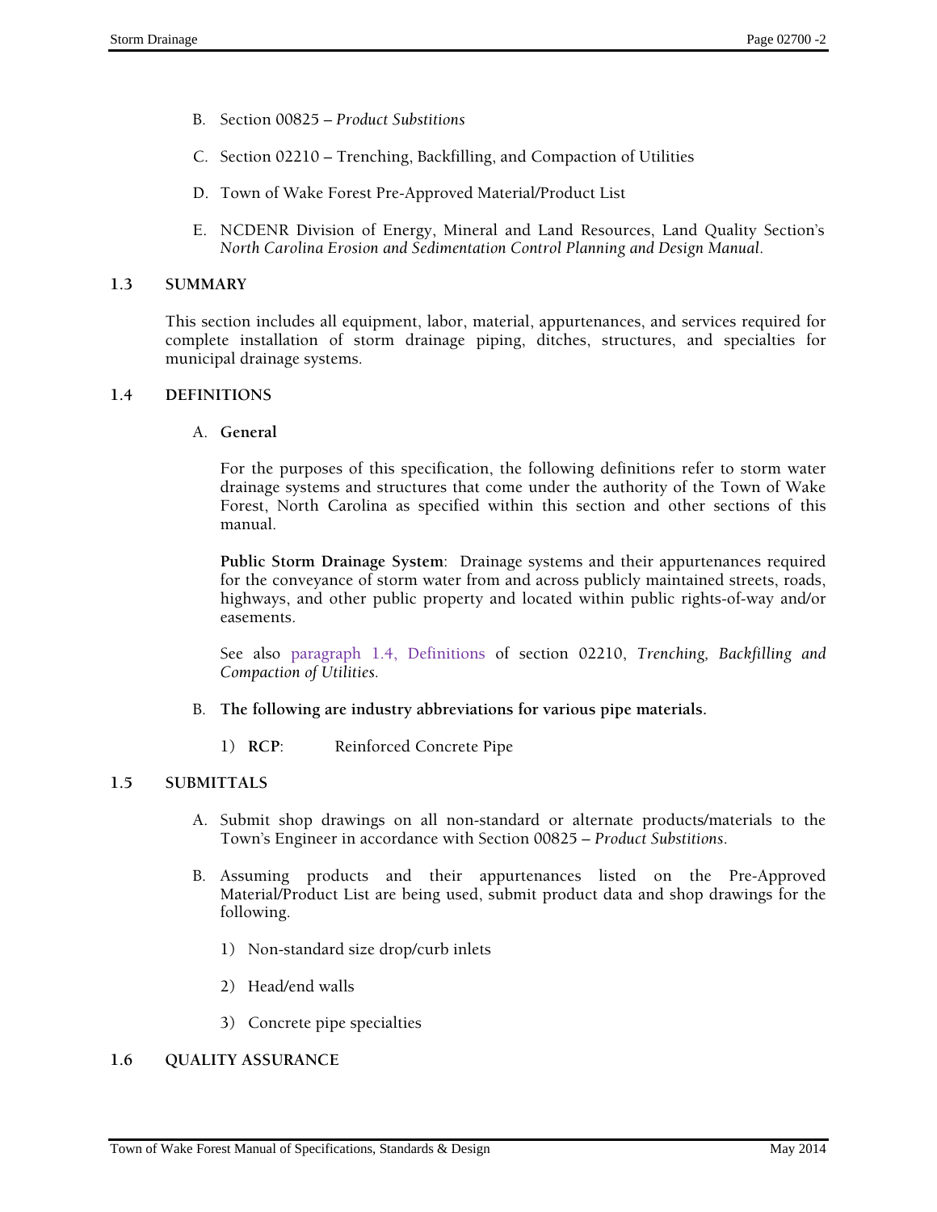B. Section 00825 – *Product Substitions*

C. Section 02210 – Trenching, Backfilling, and Compaction of Utilities

D. Town of Wake Forest Pre-Approved Material/Product List

E. NCDENR Division of Energy, Mineral and Land Resources, Land Quality Section's *North Carolina Erosion and Sedimentation Control Planning and Design Manual*.

## 1.3 SUMMARY

This section includes all equipment, labor, material, appurtenances, and services required for complete installation of storm drainage piping, ditches, structures, and specialties for municipal drainage systems.

## 1.4 DEFINITIONS

A. **General**

For the purposes of this specification, the following definitions refer to storm water drainage systems and structures that come under the authority of the Town of Wake Forest, North Carolina as specified within this section and other sections of this manual.

**Public Storm Drainage System**: Drainage systems and their appurtenances required for the conveyance of storm water from and across publicly maintained streets, roads, highways, and other public property and located within public rights-of-way and/or easements.

See also paragraph 1.4, Definitions of section 02210, *Trenching, Backfilling and Compaction of Utilities*.

B. **The following are industry abbreviations for various pipe materials.**

1) **RCP**: Reinforced Concrete Pipe

## 1.5 SUBMITTALS

A. Submit shop drawings on all non-standard or alternate products/materials to the Town's Engineer in accordance with Section 00825 – *Product Substitions*.

B. Assuming products and their appurtenances listed on the Pre-Approved Material/Product List are being used, submit product data and shop drawings for the following.

1) Non-standard size drop/curb inlets

2) Head/end walls

3) Concrete pipe specialties

## 1.6 QUALITY ASSURANCE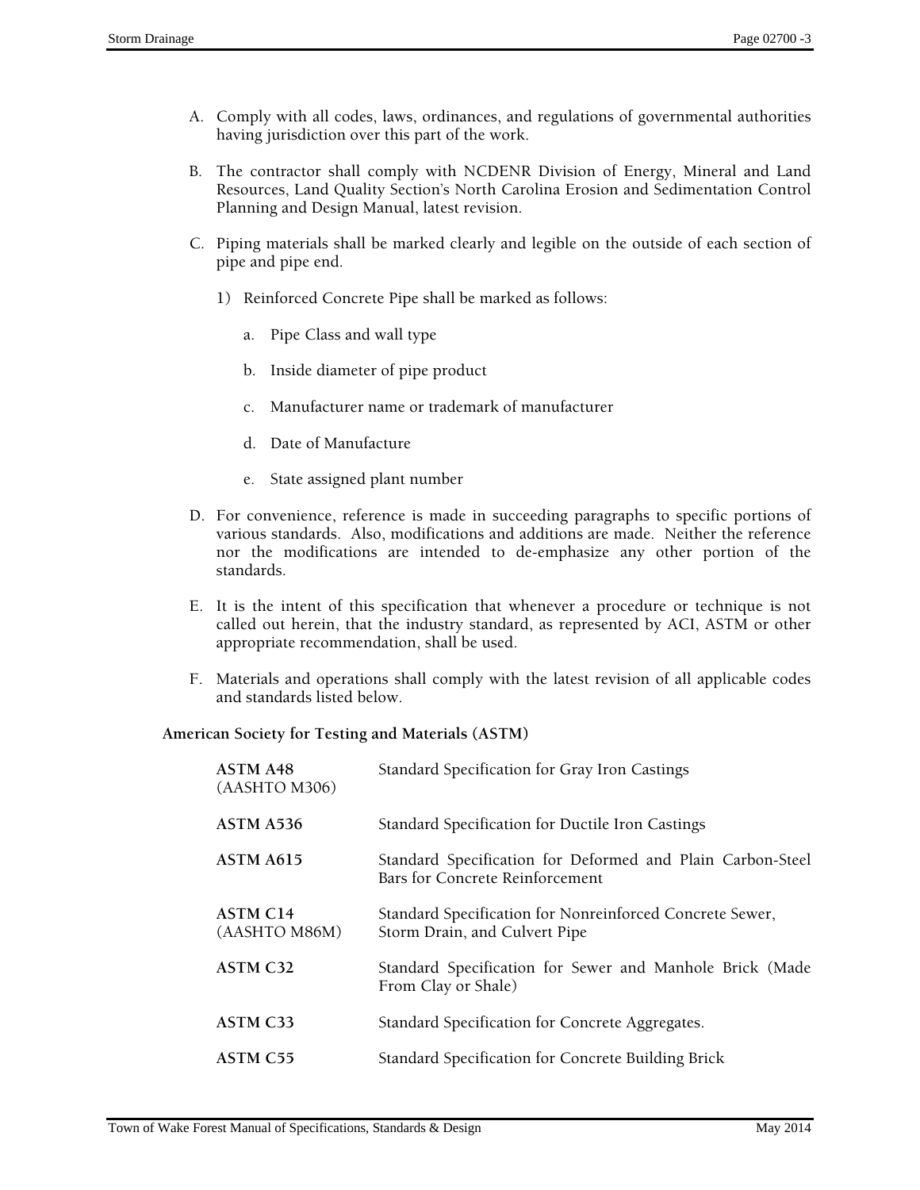A. Comply with all codes, laws, ordinances, and regulations of governmental authorities having jurisdiction over this part of the work.

B. The contractor shall comply with NCDENR Division of Energy, Mineral and Land Resources, Land Quality Section's North Carolina Erosion and Sedimentation Control Planning and Design Manual, latest revision.

C. Piping materials shall be marked clearly and legible on the outside of each section of pipe and pipe end.

   1) Reinforced Concrete Pipe shall be marked as follows:

      a. Pipe Class and wall type

      b. Inside diameter of pipe product

      c. Manufacturer name or trademark of manufacturer

      d. Date of Manufacture

      e. State assigned plant number

D. For convenience, reference is made in succeeding paragraphs to specific portions of various standards. Also, modifications and additions are made. Neither the reference nor the modifications are intended to de-emphasize any other portion of the standards.

E. It is the intent of this specification that whenever a procedure or technique is not called out herein, that the industry standard, as represented by ACI, ASTM or other appropriate recommendation, shall be used.

F. Materials and operations shall comply with the latest revision of all applicable codes and standards listed below.

**American Society for Testing and Materials (ASTM)**

| | |
|---|---|
| **ASTM A48** (AASHTO M306) | Standard Specification for Gray Iron Castings |
| **ASTM A536** | Standard Specification for Ductile Iron Castings |
| **ASTM A615** | Standard Specification for Deformed and Plain Carbon-Steel Bars for Concrete Reinforcement |
| **ASTM C14** (AASHTO M86M) | Standard Specification for Nonreinforced Concrete Sewer, Storm Drain, and Culvert Pipe |
| **ASTM C32** | Standard Specification for Sewer and Manhole Brick (Made From Clay or Shale) |
| **ASTM C33** | Standard Specification for Concrete Aggregates. |
| **ASTM C55** | Standard Specification for Concrete Building Brick |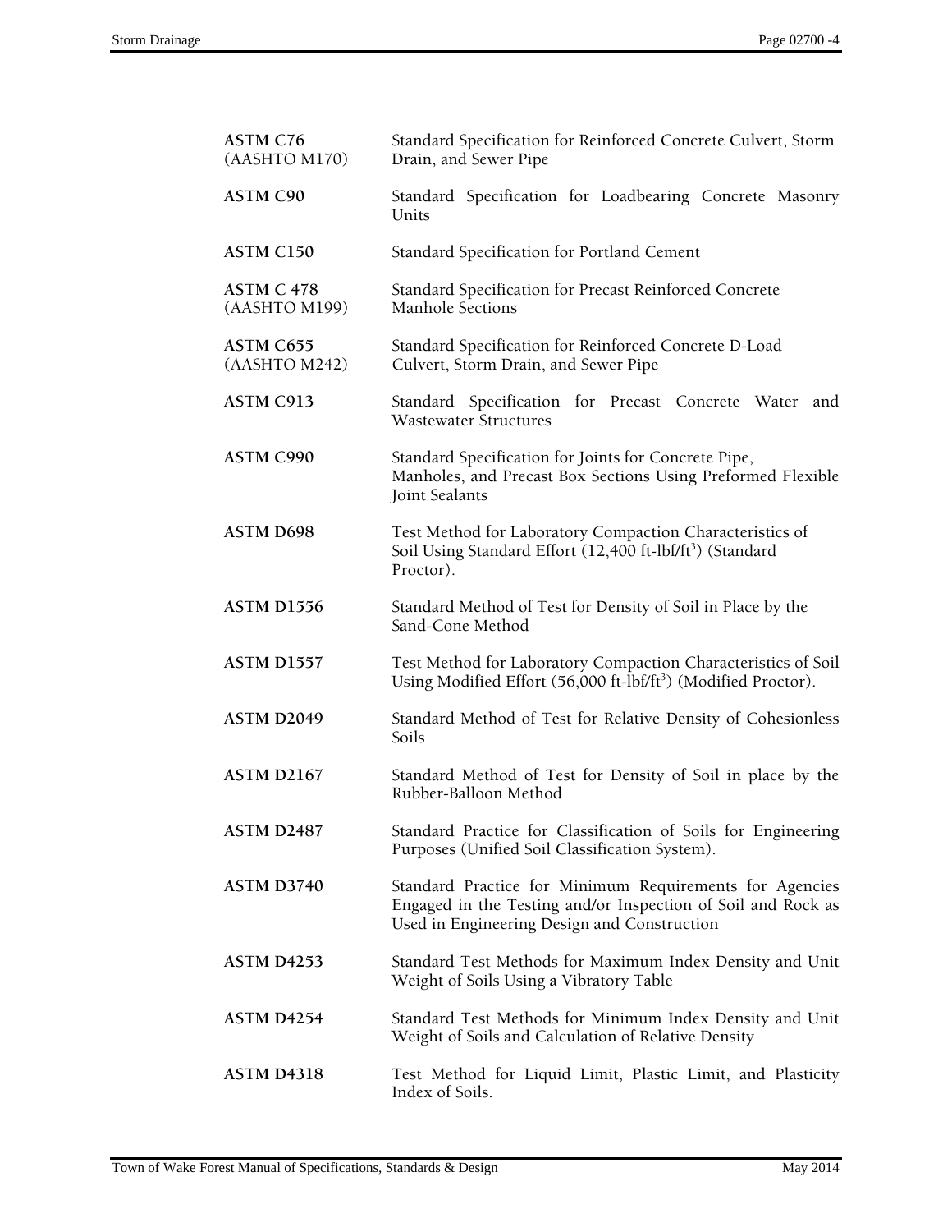| | |
|---|---|
| **ASTM C76** (AASHTO M170) | Standard Specification for Reinforced Concrete Culvert, Storm Drain, and Sewer Pipe |
| **ASTM C90** | Standard Specification for Loadbearing Concrete Masonry Units |
| **ASTM C150** | Standard Specification for Portland Cement |
| **ASTM C 478** (AASHTO M199) | Standard Specification for Precast Reinforced Concrete Manhole Sections |
| **ASTM C655** (AASHTO M242) | Standard Specification for Reinforced Concrete D-Load Culvert, Storm Drain, and Sewer Pipe |
| **ASTM C913** | Standard Specification for Precast Concrete Water and Wastewater Structures |
| **ASTM C990** | Standard Specification for Joints for Concrete Pipe, Manholes, and Precast Box Sections Using Preformed Flexible Joint Sealants |
| **ASTM D698** | Test Method for Laboratory Compaction Characteristics of Soil Using Standard Effort (12,400 ft-lbf/ft$^3$) (Standard Proctor). |
| **ASTM D1556** | Standard Method of Test for Density of Soil in Place by the Sand-Cone Method |
| **ASTM D1557** | Test Method for Laboratory Compaction Characteristics of Soil Using Modified Effort (56,000 ft-lbf/ft$^3$) (Modified Proctor). |
| **ASTM D2049** | Standard Method of Test for Relative Density of Cohesionless Soils |
| **ASTM D2167** | Standard Method of Test for Density of Soil in place by the Rubber-Balloon Method |
| **ASTM D2487** | Standard Practice for Classification of Soils for Engineering Purposes (Unified Soil Classification System). |
| **ASTM D3740** | Standard Practice for Minimum Requirements for Agencies Engaged in the Testing and/or Inspection of Soil and Rock as Used in Engineering Design and Construction |
| **ASTM D4253** | Standard Test Methods for Maximum Index Density and Unit Weight of Soils Using a Vibratory Table |
| **ASTM D4254** | Standard Test Methods for Minimum Index Density and Unit Weight of Soils and Calculation of Relative Density |
| **ASTM D4318** | Test Method for Liquid Limit, Plastic Limit, and Plasticity Index of Soils. |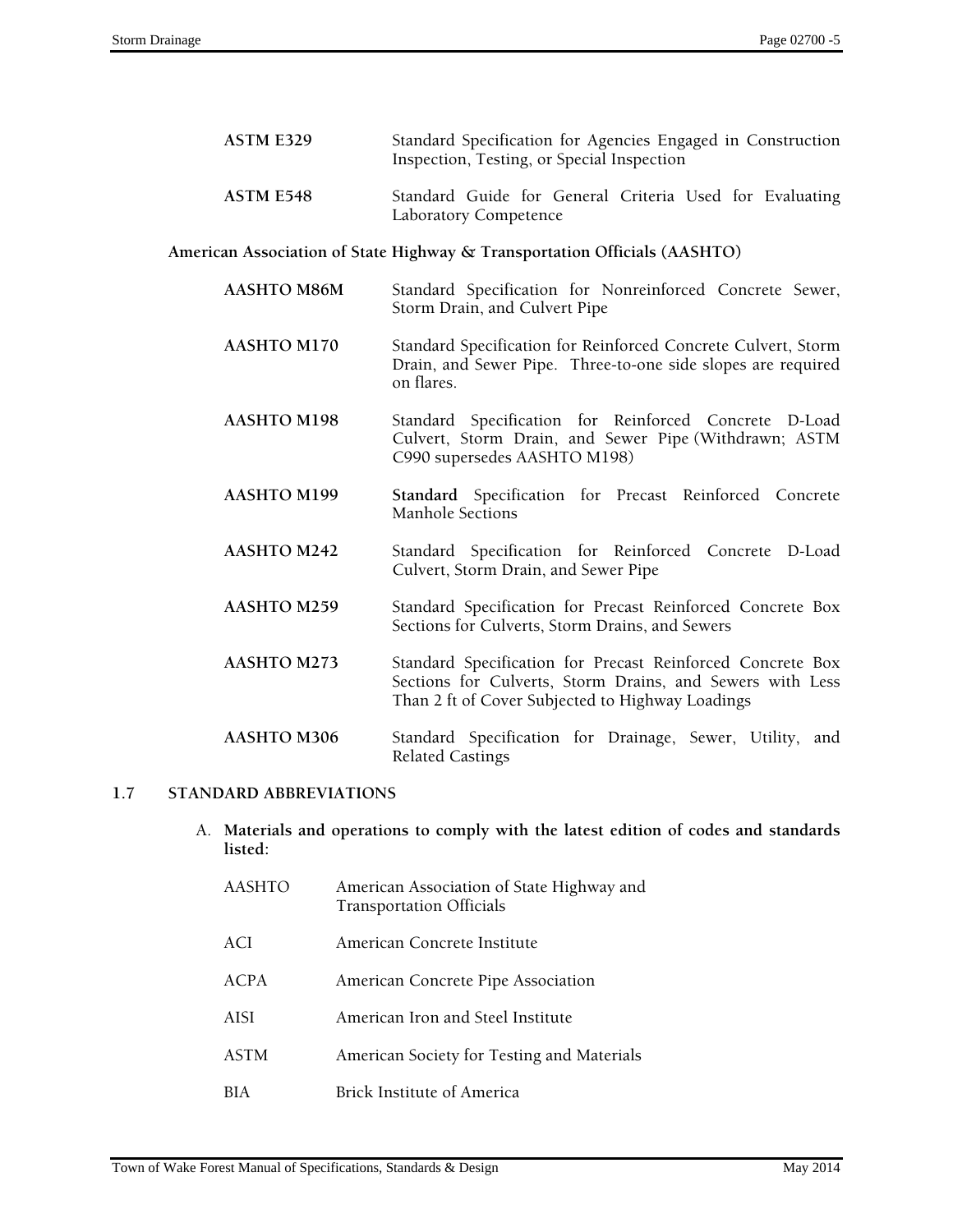| | |
|---|---|
| **ASTM E329** | Standard Specification for Agencies Engaged in Construction Inspection, Testing, or Special Inspection |
| **ASTM E548** | Standard Guide for General Criteria Used for Evaluating Laboratory Competence |

**American Association of State Highway & Transportation Officials (AASHTO)**

| | |
|---|---|
| **AASHTO M86M** | Standard Specification for Nonreinforced Concrete Sewer, Storm Drain, and Culvert Pipe |
| **AASHTO M170** | Standard Specification for Reinforced Concrete Culvert, Storm Drain, and Sewer Pipe. Three-to-one side slopes are required on flares. |
| **AASHTO M198** | Standard Specification for Reinforced Concrete D-Load Culvert, Storm Drain, and Sewer Pipe (Withdrawn; ASTM C990 supersedes AASHTO M198) |
| **AASHTO M199** | **Standard** Specification for Precast Reinforced Concrete Manhole Sections |
| **AASHTO M242** | Standard Specification for Reinforced Concrete D-Load Culvert, Storm Drain, and Sewer Pipe |
| **AASHTO M259** | Standard Specification for Precast Reinforced Concrete Box Sections for Culverts, Storm Drains, and Sewers |
| **AASHTO M273** | Standard Specification for Precast Reinforced Concrete Box Sections for Culverts, Storm Drains, and Sewers with Less Than 2 ft of Cover Subjected to Highway Loadings |
| **AASHTO M306** | Standard Specification for Drainage, Sewer, Utility, and Related Castings |

## 1.7 STANDARD ABBREVIATIONS

A. **Materials and operations to comply with the latest edition of codes and standards listed:**

| | |
|---|---|
| AASHTO | American Association of State Highway and Transportation Officials |
| ACI | American Concrete Institute |
| ACPA | American Concrete Pipe Association |
| AISI | American Iron and Steel Institute |
| ASTM | American Society for Testing and Materials |
| BIA | Brick Institute of America |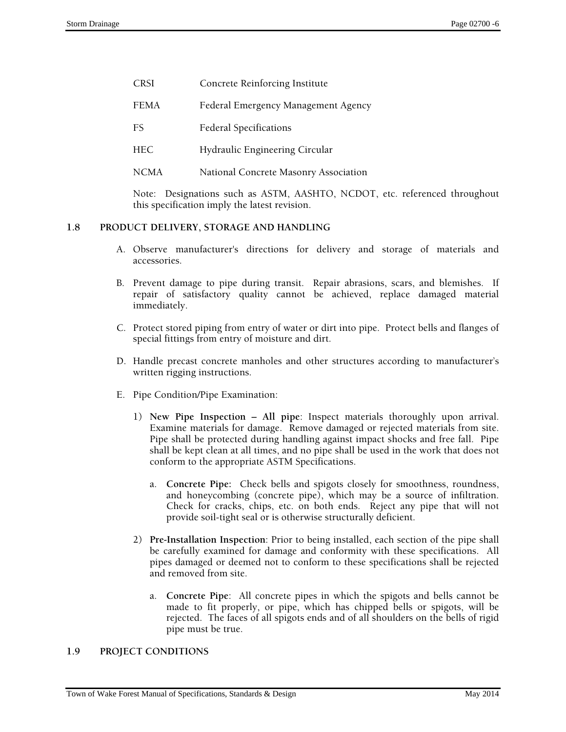| | |
|---|---|
| CRSI | Concrete Reinforcing Institute |
| FEMA | Federal Emergency Management Agency |
| FS | Federal Specifications |
| HEC | Hydraulic Engineering Circular |
| NCMA | National Concrete Masonry Association |

Note: Designations such as ASTM, AASHTO, NCDOT, etc. referenced throughout this specification imply the latest revision.

## 1.8 PRODUCT DELIVERY, STORAGE AND HANDLING

A. Observe manufacturer's directions for delivery and storage of materials and accessories.

B. Prevent damage to pipe during transit. Repair abrasions, scars, and blemishes. If repair of satisfactory quality cannot be achieved, replace damaged material immediately.

C. Protect stored piping from entry of water or dirt into pipe. Protect bells and flanges of special fittings from entry of moisture and dirt.

D. Handle precast concrete manholes and other structures according to manufacturer's written rigging instructions.

E. Pipe Condition/Pipe Examination:

1) **New Pipe Inspection – All pipe**: Inspect materials thoroughly upon arrival. Examine materials for damage. Remove damaged or rejected materials from site. Pipe shall be protected during handling against impact shocks and free fall. Pipe shall be kept clean at all times, and no pipe shall be used in the work that does not conform to the appropriate ASTM Specifications.

   a. **Concrete Pipe:** Check bells and spigots closely for smoothness, roundness, and honeycombing (concrete pipe), which may be a source of infiltration. Check for cracks, chips, etc. on both ends. Reject any pipe that will not provide soil-tight seal or is otherwise structurally deficient.

2) **Pre-Installation Inspection**: Prior to being installed, each section of the pipe shall be carefully examined for damage and conformity with these specifications. All pipes damaged or deemed not to conform to these specifications shall be rejected and removed from site.

   a. **Concrete Pipe**: All concrete pipes in which the spigots and bells cannot be made to fit properly, or pipe, which has chipped bells or spigots, will be rejected. The faces of all spigots ends and of all shoulders on the bells of rigid pipe must be true.

## 1.9 PROJECT CONDITIONS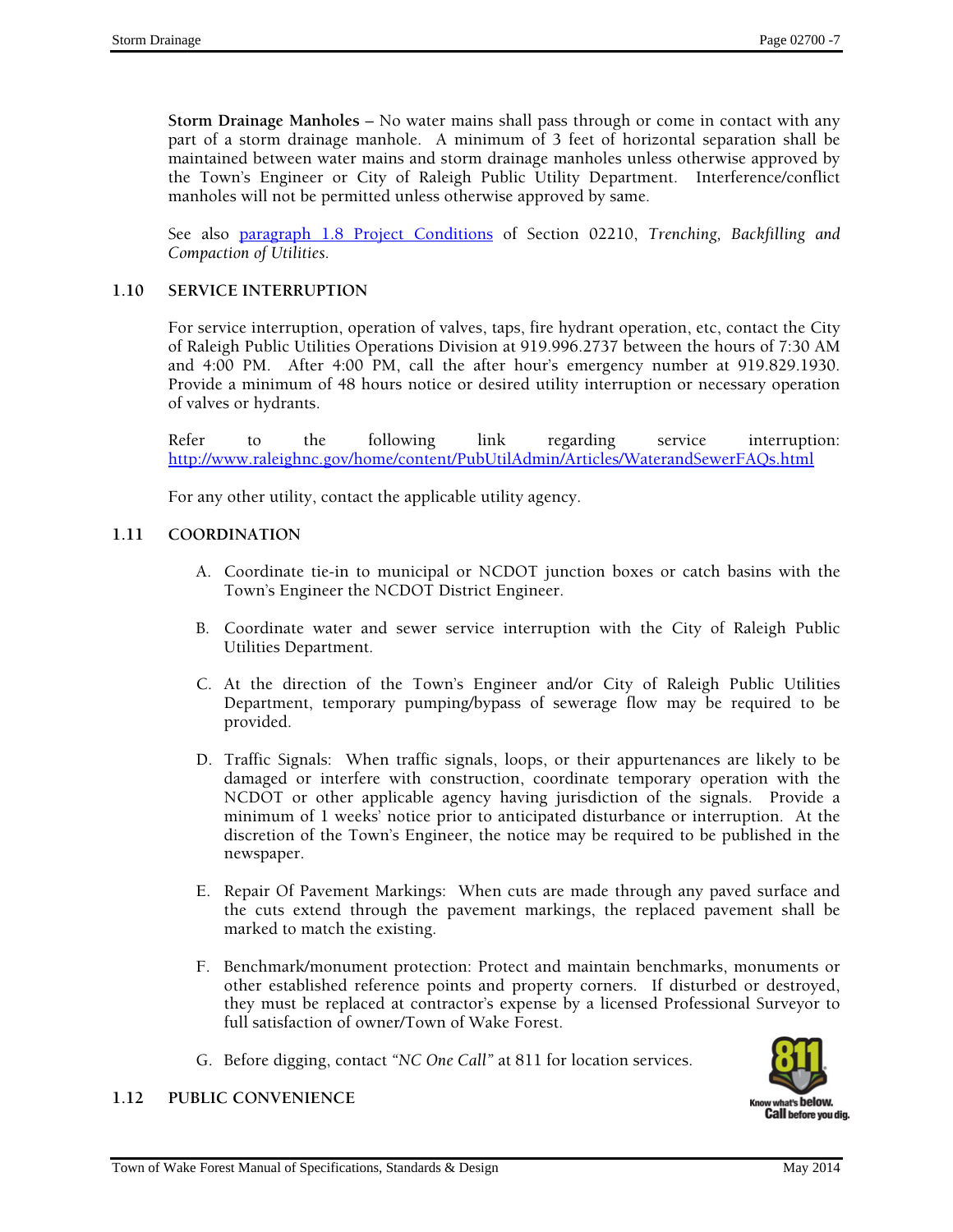**Storm Drainage Manholes** – No water mains shall pass through or come in contact with any part of a storm drainage manhole. A minimum of 3 feet of horizontal separation shall be maintained between water mains and storm drainage manholes unless otherwise approved by the Town's Engineer or City of Raleigh Public Utility Department. Interference/conflict manholes will not be permitted unless otherwise approved by same.

See also paragraph 1.8 Project Conditions of Section 02210, *Trenching, Backfilling and Compaction of Utilities.*

## 1.10 SERVICE INTERRUPTION

For service interruption, operation of valves, taps, fire hydrant operation, etc, contact the City of Raleigh Public Utilities Operations Division at 919.996.2737 between the hours of 7:30 AM and 4:00 PM. After 4:00 PM, call the after hour's emergency number at 919.829.1930. Provide a minimum of 48 hours notice or desired utility interruption or necessary operation of valves or hydrants.

Refer to the following link regarding service interruption: http://www.raleighnc.gov/home/content/PubUtilAdmin/Articles/WaterandSewerFAQs.html

For any other utility, contact the applicable utility agency.

## 1.11 COORDINATION

A. Coordinate tie-in to municipal or NCDOT junction boxes or catch basins with the Town's Engineer the NCDOT District Engineer.

B. Coordinate water and sewer service interruption with the City of Raleigh Public Utilities Department.

C. At the direction of the Town's Engineer and/or City of Raleigh Public Utilities Department, temporary pumping/bypass of sewerage flow may be required to be provided.

D. Traffic Signals: When traffic signals, loops, or their appurtenances are likely to be damaged or interfere with construction, coordinate temporary operation with the NCDOT or other applicable agency having jurisdiction of the signals. Provide a minimum of 1 weeks' notice prior to anticipated disturbance or interruption. At the discretion of the Town's Engineer, the notice may be required to be published in the newspaper.

E. Repair Of Pavement Markings: When cuts are made through any paved surface and the cuts extend through the pavement markings, the replaced pavement shall be marked to match the existing.

F. Benchmark/monument protection: Protect and maintain benchmarks, monuments or other established reference points and property corners. If disturbed or destroyed, they must be replaced at contractor's expense by a licensed Professional Surveyor to full satisfaction of owner/Town of Wake Forest.

G. Before digging, contact *"NC One Call"* at 811 for location services.

811 Know what's below. Call before you dig.

## 1.12 PUBLIC CONVENIENCE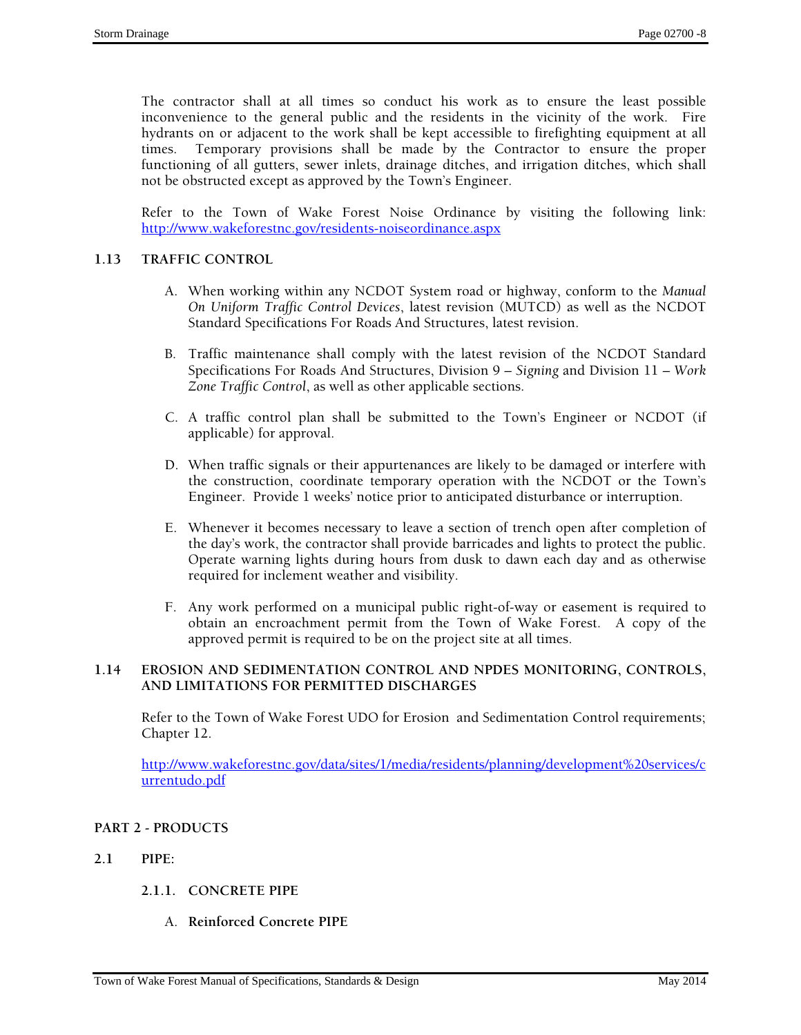The contractor shall at all times so conduct his work as to ensure the least possible inconvenience to the general public and the residents in the vicinity of the work. Fire hydrants on or adjacent to the work shall be kept accessible to firefighting equipment at all times. Temporary provisions shall be made by the Contractor to ensure the proper functioning of all gutters, sewer inlets, drainage ditches, and irrigation ditches, which shall not be obstructed except as approved by the Town's Engineer.

Refer to the Town of Wake Forest Noise Ordinance by visiting the following link: http://www.wakeforestnc.gov/residents-noiseordinance.aspx

### 1.13 TRAFFIC CONTROL

A. When working within any NCDOT System road or highway, conform to the *Manual On Uniform Traffic Control Devices*, latest revision (MUTCD) as well as the NCDOT Standard Specifications For Roads And Structures, latest revision.

B. Traffic maintenance shall comply with the latest revision of the NCDOT Standard Specifications For Roads And Structures, Division 9 – *Signing* and Division 11 – *Work Zone Traffic Control*, as well as other applicable sections.

C. A traffic control plan shall be submitted to the Town's Engineer or NCDOT (if applicable) for approval.

D. When traffic signals or their appurtenances are likely to be damaged or interfere with the construction, coordinate temporary operation with the NCDOT or the Town's Engineer. Provide 1 weeks' notice prior to anticipated disturbance or interruption.

E. Whenever it becomes necessary to leave a section of trench open after completion of the day's work, the contractor shall provide barricades and lights to protect the public. Operate warning lights during hours from dusk to dawn each day and as otherwise required for inclement weather and visibility.

F. Any work performed on a municipal public right-of-way or easement is required to obtain an encroachment permit from the Town of Wake Forest. A copy of the approved permit is required to be on the project site at all times.

### 1.14 EROSION AND SEDIMENTATION CONTROL AND NPDES MONITORING, CONTROLS, AND LIMITATIONS FOR PERMITTED DISCHARGES

Refer to the Town of Wake Forest UDO for Erosion and Sedimentation Control requirements; Chapter 12.

http://www.wakeforestnc.gov/data/sites/1/media/residents/planning/development%20services/currentudo.pdf

## PART 2 - PRODUCTS

### 2.1 PIPE:

#### 2.1.1. CONCRETE PIPE

A. **Reinforced Concrete PIPE**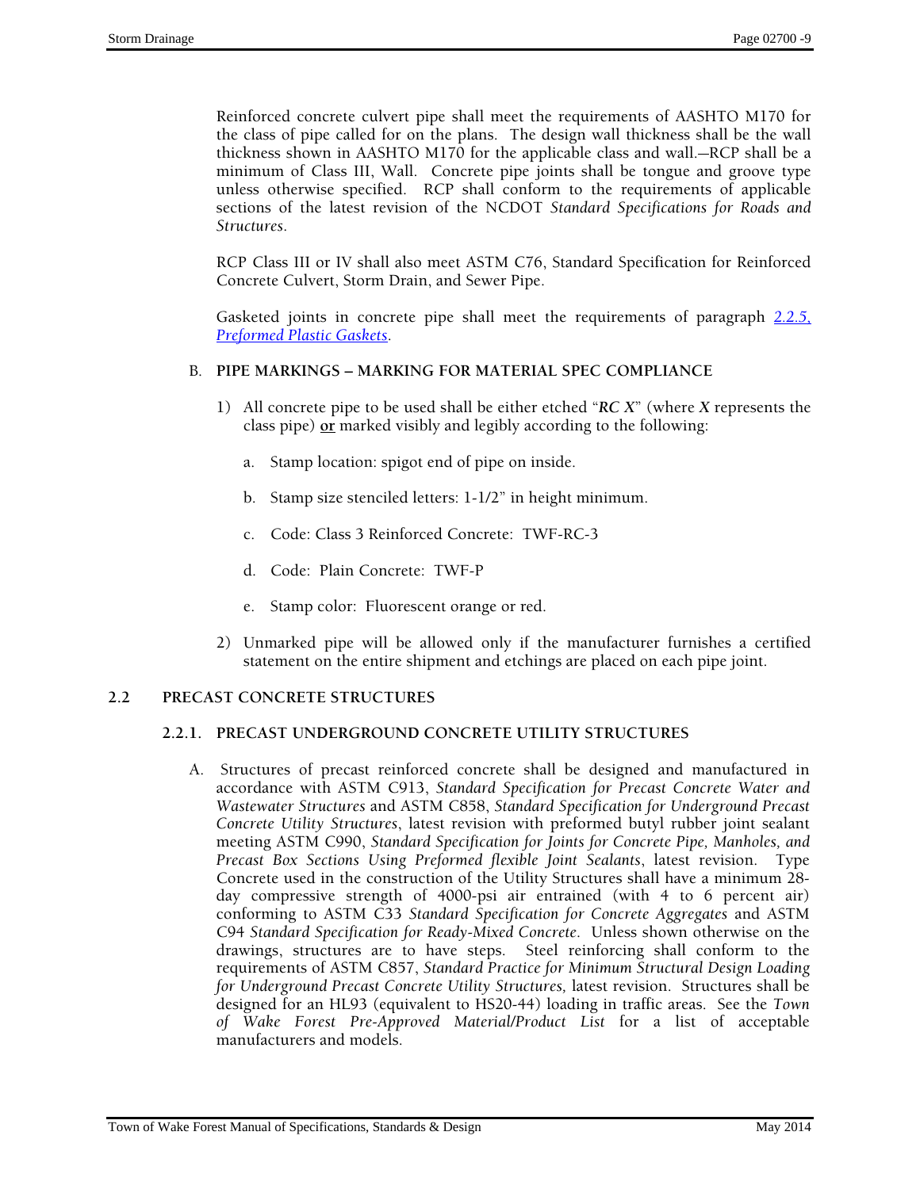Reinforced concrete culvert pipe shall meet the requirements of AASHTO M170 for the class of pipe called for on the plans. The design wall thickness shall be the wall thickness shown in AASHTO M170 for the applicable class and wall.—RCP shall be a minimum of Class III, Wall. Concrete pipe joints shall be tongue and groove type unless otherwise specified. RCP shall conform to the requirements of applicable sections of the latest revision of the NCDOT *Standard Specifications for Roads and Structures*.

RCP Class III or IV shall also meet ASTM C76, Standard Specification for Reinforced Concrete Culvert, Storm Drain, and Sewer Pipe.

Gasketed joints in concrete pipe shall meet the requirements of paragraph [2.2.5, Preformed Plastic Gaskets](#).

B. **PIPE MARKINGS – MARKING FOR MATERIAL SPEC COMPLIANCE**

1) All concrete pipe to be used shall be either etched "***RC X***" (where ***X*** represents the class pipe) **or** marked visibly and legibly according to the following:

   a. Stamp location: spigot end of pipe on inside.

   b. Stamp size stenciled letters: 1-1/2" in height minimum.

   c. Code: Class 3 Reinforced Concrete: TWF-RC-3

   d. Code: Plain Concrete: TWF-P

   e. Stamp color: Fluorescent orange or red.

2) Unmarked pipe will be allowed only if the manufacturer furnishes a certified statement on the entire shipment and etchings are placed on each pipe joint.

## 2.2 PRECAST CONCRETE STRUCTURES

### 2.2.1. PRECAST UNDERGROUND CONCRETE UTILITY STRUCTURES

A. Structures of precast reinforced concrete shall be designed and manufactured in accordance with ASTM C913, *Standard Specification for Precast Concrete Water and Wastewater Structures* and ASTM C858, *Standard Specification for Underground Precast Concrete Utility Structures*, latest revision with preformed butyl rubber joint sealant meeting ASTM C990, *Standard Specification for Joints for Concrete Pipe, Manholes, and Precast Box Sections Using Preformed flexible Joint Sealants*, latest revision. Type Concrete used in the construction of the Utility Structures shall have a minimum 28-day compressive strength of 4000-psi air entrained (with 4 to 6 percent air) conforming to ASTM C33 *Standard Specification for Concrete Aggregates* and ASTM C94 *Standard Specification for Ready-Mixed Concrete*. Unless shown otherwise on the drawings, structures are to have steps. Steel reinforcing shall conform to the requirements of ASTM C857, *Standard Practice for Minimum Structural Design Loading for Underground Precast Concrete Utility Structures,* latest revision. Structures shall be designed for an HL93 (equivalent to HS20-44) loading in traffic areas. See the *Town of Wake Forest Pre-Approved Material/Product List* for a list of acceptable manufacturers and models.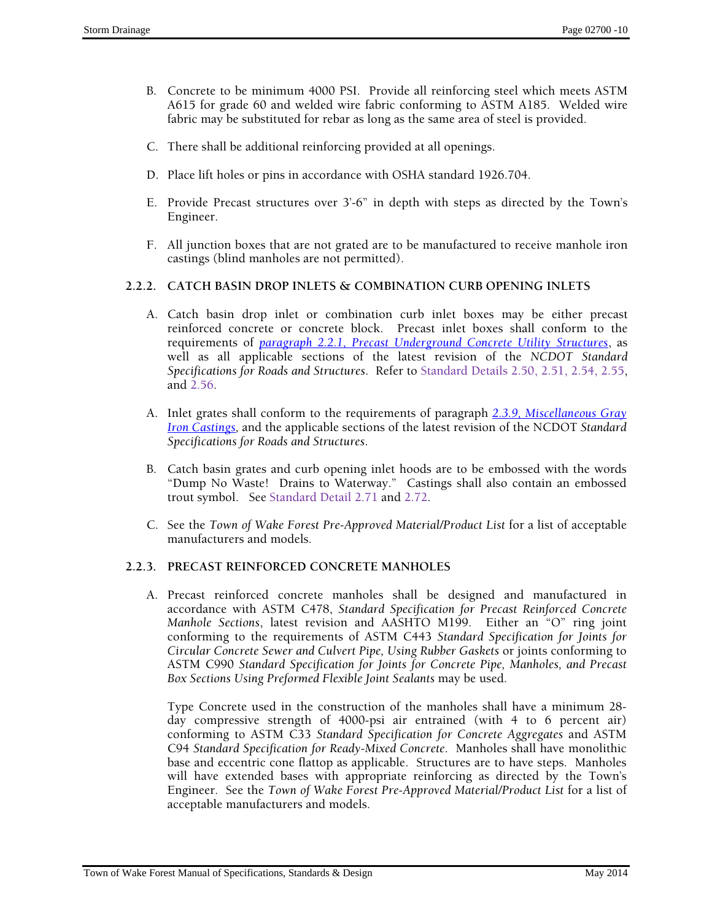B. Concrete to be minimum 4000 PSI. Provide all reinforcing steel which meets ASTM A615 for grade 60 and welded wire fabric conforming to ASTM A185. Welded wire fabric may be substituted for rebar as long as the same area of steel is provided.

C. There shall be additional reinforcing provided at all openings.

D. Place lift holes or pins in accordance with OSHA standard 1926.704.

E. Provide Precast structures over 3'-6" in depth with steps as directed by the Town's Engineer.

F. All junction boxes that are not grated are to be manufactured to receive manhole iron castings (blind manholes are not permitted).

### 2.2.2. CATCH BASIN DROP INLETS & COMBINATION CURB OPENING INLETS

A. Catch basin drop inlet or combination curb inlet boxes may be either precast reinforced concrete or concrete block. Precast inlet boxes shall conform to the requirements of *paragraph 2.2.1, Precast Underground Concrete Utility Structures*, as well as all applicable sections of the latest revision of the *NCDOT Standard Specifications for Roads and Structures*. Refer to Standard Details 2.50, 2.51, 2.54, 2.55, and 2.56.

A. Inlet grates shall conform to the requirements of paragraph *2.3.9, Miscellaneous Gray Iron Castings*, and the applicable sections of the latest revision of the NCDOT *Standard Specifications for Roads and Structures*.

B. Catch basin grates and curb opening inlet hoods are to be embossed with the words "Dump No Waste! Drains to Waterway." Castings shall also contain an embossed trout symbol. See Standard Detail 2.71 and 2.72.

C. See the *Town of Wake Forest Pre-Approved Material/Product List* for a list of acceptable manufacturers and models.

### 2.2.3. PRECAST REINFORCED CONCRETE MANHOLES

A. Precast reinforced concrete manholes shall be designed and manufactured in accordance with ASTM C478, *Standard Specification for Precast Reinforced Concrete Manhole Sections*, latest revision and AASHTO M199. Either an "O" ring joint conforming to the requirements of ASTM C443 *Standard Specification for Joints for Circular Concrete Sewer and Culvert Pipe, Using Rubber Gaskets* or joints conforming to ASTM C990 *Standard Specification for Joints for Concrete Pipe, Manholes, and Precast Box Sections Using Preformed Flexible Joint Sealants* may be used.

Type Concrete used in the construction of the manholes shall have a minimum 28-day compressive strength of 4000-psi air entrained (with 4 to 6 percent air) conforming to ASTM C33 *Standard Specification for Concrete Aggregates* and ASTM C94 *Standard Specification for Ready-Mixed Concrete*. Manholes shall have monolithic base and eccentric cone flattop as applicable. Structures are to have steps. Manholes will have extended bases with appropriate reinforcing as directed by the Town's Engineer. See the *Town of Wake Forest Pre-Approved Material/Product List* for a list of acceptable manufacturers and models.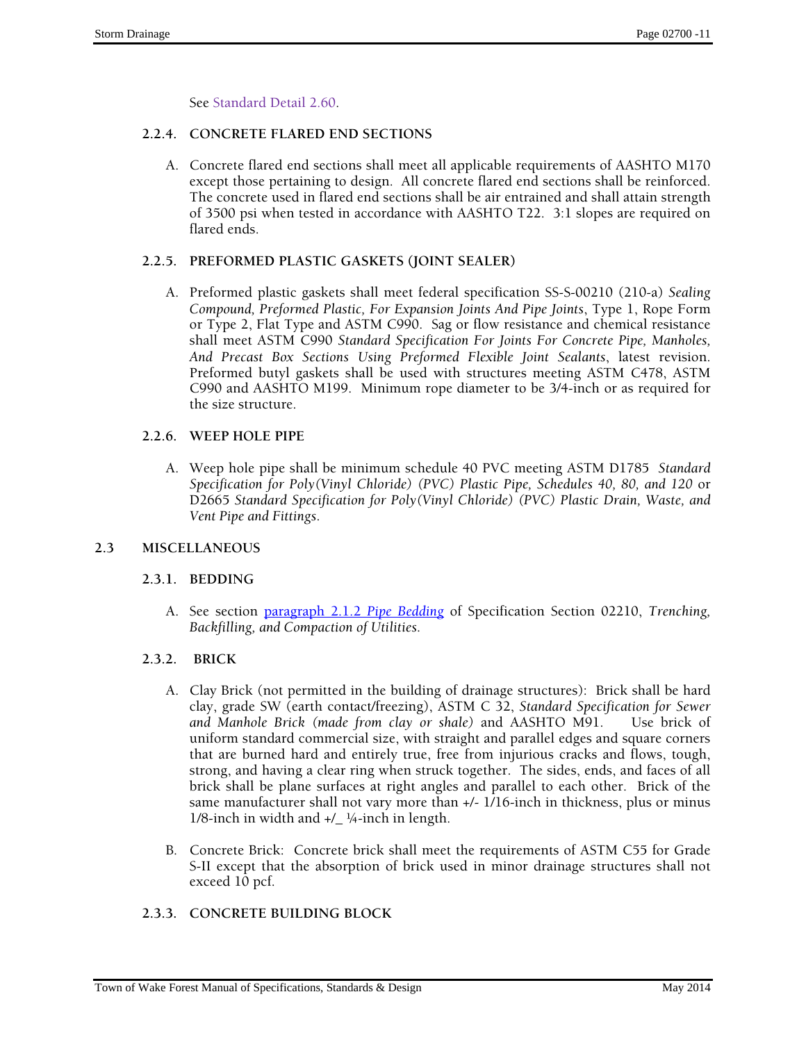See Standard Detail 2.60.

### 2.2.4. CONCRETE FLARED END SECTIONS

A. Concrete flared end sections shall meet all applicable requirements of AASHTO M170 except those pertaining to design. All concrete flared end sections shall be reinforced. The concrete used in flared end sections shall be air entrained and shall attain strength of 3500 psi when tested in accordance with AASHTO T22. 3:1 slopes are required on flared ends.

### 2.2.5. PREFORMED PLASTIC GASKETS (JOINT SEALER)

A. Preformed plastic gaskets shall meet federal specification SS-S-00210 (210-a) *Sealing Compound, Preformed Plastic, For Expansion Joints And Pipe Joints*, Type 1, Rope Form or Type 2, Flat Type and ASTM C990. Sag or flow resistance and chemical resistance shall meet ASTM C990 *Standard Specification For Joints For Concrete Pipe, Manholes, And Precast Box Sections Using Preformed Flexible Joint Sealants*, latest revision. Preformed butyl gaskets shall be used with structures meeting ASTM C478, ASTM C990 and AASHTO M199. Minimum rope diameter to be 3/4-inch or as required for the size structure.

### 2.2.6. WEEP HOLE PIPE

A. Weep hole pipe shall be minimum schedule 40 PVC meeting ASTM D1785 *Standard Specification for Poly(Vinyl Chloride) (PVC) Plastic Pipe, Schedules 40, 80, and 120* or D2665 *Standard Specification for Poly(Vinyl Chloride) (PVC) Plastic Drain, Waste, and Vent Pipe and Fittings*.

## 2.3 MISCELLANEOUS

### 2.3.1. BEDDING

A. See section paragraph 2.1.2 *Pipe Bedding* of Specification Section 02210, *Trenching, Backfilling, and Compaction of Utilities*.

### 2.3.2. BRICK

A. Clay Brick (not permitted in the building of drainage structures): Brick shall be hard clay, grade SW (earth contact/freezing), ASTM C 32, *Standard Specification for Sewer and Manhole Brick (made from clay or shale)* and AASHTO M91. Use brick of uniform standard commercial size, with straight and parallel edges and square corners that are burned hard and entirely true, free from injurious cracks and flows, tough, strong, and having a clear ring when struck together. The sides, ends, and faces of all brick shall be plane surfaces at right angles and parallel to each other. Brick of the same manufacturer shall not vary more than +/- 1/16-inch in thickness, plus or minus 1/8-inch in width and +/_ ¼-inch in length.

B. Concrete Brick: Concrete brick shall meet the requirements of ASTM C55 for Grade S-II except that the absorption of brick used in minor drainage structures shall not exceed 10 pcf.

### 2.3.3. CONCRETE BUILDING BLOCK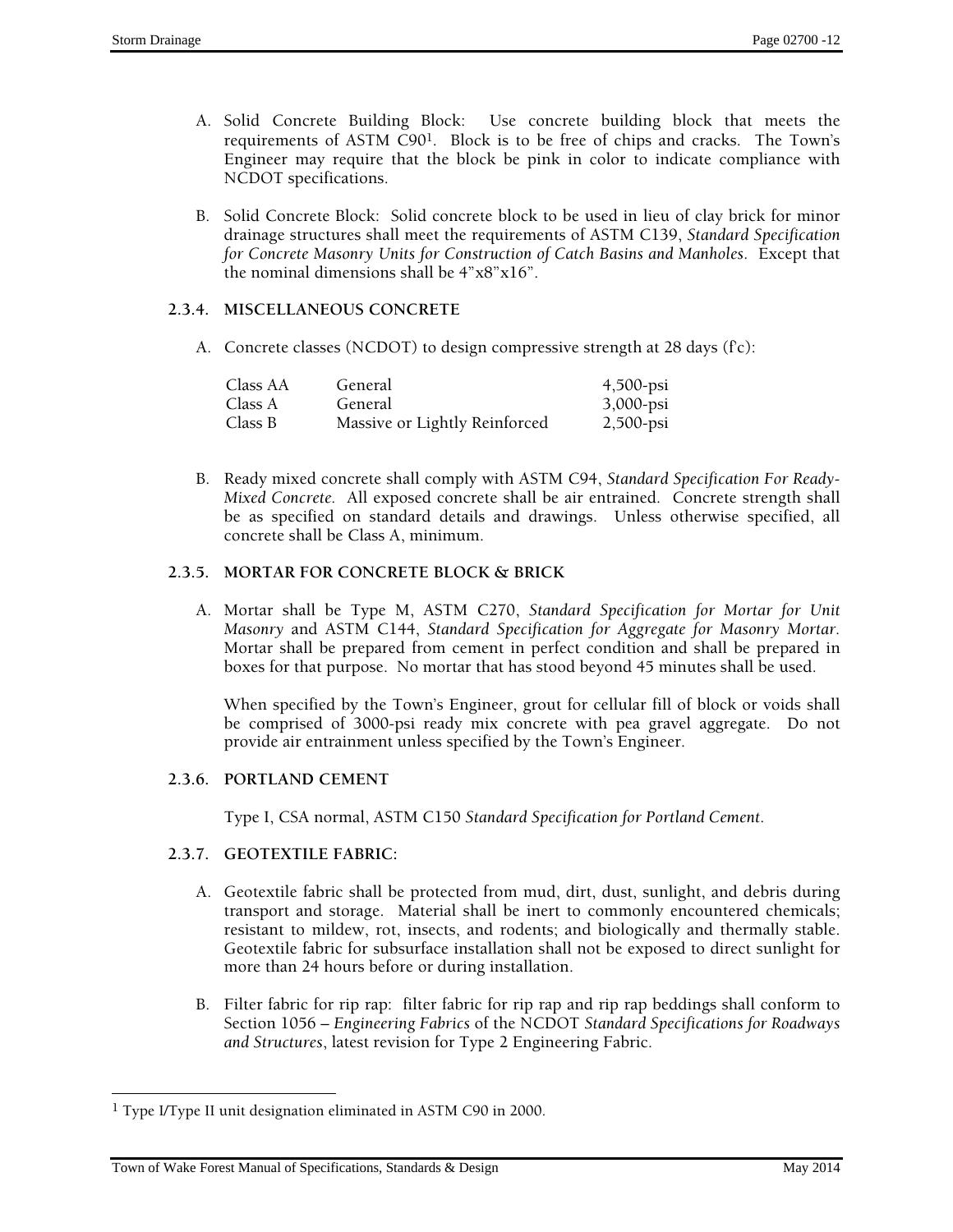A. Solid Concrete Building Block: Use concrete building block that meets the requirements of ASTM C90[1]. Block is to be free of chips and cracks. The Town's Engineer may require that the block be pink in color to indicate compliance with NCDOT specifications.

B. Solid Concrete Block: Solid concrete block to be used in lieu of clay brick for minor drainage structures shall meet the requirements of ASTM C139, *Standard Specification for Concrete Masonry Units for Construction of Catch Basins and Manholes*. Except that the nominal dimensions shall be 4"x8"x16".

### 2.3.4. MISCELLANEOUS CONCRETE

A. Concrete classes (NCDOT) to design compressive strength at 28 days (f'c):

| | | |
|---|---|---|
| Class AA | General | 4,500-psi |
| Class A | General | 3,000-psi |
| Class B | Massive or Lightly Reinforced | 2,500-psi |

B. Ready mixed concrete shall comply with ASTM C94, *Standard Specification For Ready-Mixed Concrete*. All exposed concrete shall be air entrained. Concrete strength shall be as specified on standard details and drawings. Unless otherwise specified, all concrete shall be Class A, minimum.

### 2.3.5. MORTAR FOR CONCRETE BLOCK & BRICK

A. Mortar shall be Type M, ASTM C270, *Standard Specification for Mortar for Unit Masonry* and ASTM C144, *Standard Specification for Aggregate for Masonry Mortar*. Mortar shall be prepared from cement in perfect condition and shall be prepared in boxes for that purpose. No mortar that has stood beyond 45 minutes shall be used.

When specified by the Town's Engineer, grout for cellular fill of block or voids shall be comprised of 3000-psi ready mix concrete with pea gravel aggregate. Do not provide air entrainment unless specified by the Town's Engineer.

### 2.3.6. PORTLAND CEMENT

Type I, CSA normal, ASTM C150 *Standard Specification for Portland Cement*.

### 2.3.7. GEOTEXTILE FABRIC:

A. Geotextile fabric shall be protected from mud, dirt, dust, sunlight, and debris during transport and storage. Material shall be inert to commonly encountered chemicals; resistant to mildew, rot, insects, and rodents; and biologically and thermally stable. Geotextile fabric for subsurface installation shall not be exposed to direct sunlight for more than 24 hours before or during installation.

B. Filter fabric for rip rap: filter fabric for rip rap and rip rap beddings shall conform to Section 1056 – *Engineering Fabrics* of the NCDOT *Standard Specifications for Roadways and Structures*, latest revision for Type 2 Engineering Fabric.

---

[1] Type I/Type II unit designation eliminated in ASTM C90 in 2000.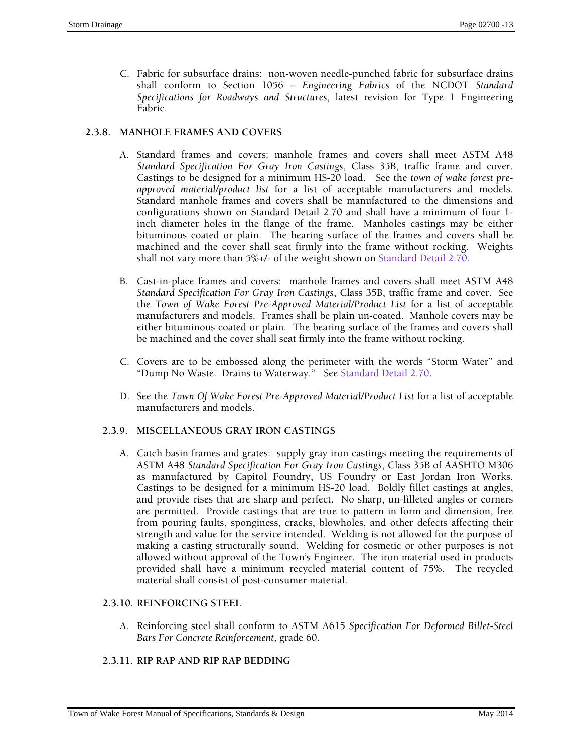C. Fabric for subsurface drains: non-woven needle-punched fabric for subsurface drains shall conform to Section 1056 – *Engineering Fabrics* of the NCDOT *Standard Specifications for Roadways and Structures*, latest revision for Type 1 Engineering Fabric.

### 2.3.8. MANHOLE FRAMES AND COVERS

A. Standard frames and covers: manhole frames and covers shall meet ASTM A48 *Standard Specification For Gray Iron Castings*, Class 35B, traffic frame and cover. Castings to be designed for a minimum HS-20 load. See the *town of wake forest pre-approved material/product list* for a list of acceptable manufacturers and models. Standard manhole frames and covers shall be manufactured to the dimensions and configurations shown on Standard Detail 2.70 and shall have a minimum of four 1-inch diameter holes in the flange of the frame. Manholes castings may be either bituminous coated or plain. The bearing surface of the frames and covers shall be machined and the cover shall seat firmly into the frame without rocking. Weights shall not vary more than 5%+/- of the weight shown on Standard Detail 2.70.

B. Cast-in-place frames and covers: manhole frames and covers shall meet ASTM A48 *Standard Specification For Gray Iron Castings*, Class 35B, traffic frame and cover. See the *Town of Wake Forest Pre-Approved Material/Product List* for a list of acceptable manufacturers and models. Frames shall be plain un-coated. Manhole covers may be either bituminous coated or plain. The bearing surface of the frames and covers shall be machined and the cover shall seat firmly into the frame without rocking.

C. Covers are to be embossed along the perimeter with the words "Storm Water" and "Dump No Waste. Drains to Waterway." See Standard Detail 2.70.

D. See the *Town Of Wake Forest Pre-Approved Material/Product List* for a list of acceptable manufacturers and models.

### 2.3.9. MISCELLANEOUS GRAY IRON CASTINGS

A. Catch basin frames and grates: supply gray iron castings meeting the requirements of ASTM A48 *Standard Specification For Gray Iron Castings*, Class 35B of AASHTO M306 as manufactured by Capitol Foundry, US Foundry or East Jordan Iron Works. Castings to be designed for a minimum HS-20 load. Boldly fillet castings at angles, and provide rises that are sharp and perfect. No sharp, un-filleted angles or corners are permitted. Provide castings that are true to pattern in form and dimension, free from pouring faults, sponginess, cracks, blowholes, and other defects affecting their strength and value for the service intended. Welding is not allowed for the purpose of making a casting structurally sound. Welding for cosmetic or other purposes is not allowed without approval of the Town's Engineer. The iron material used in products provided shall have a minimum recycled material content of 75%. The recycled material shall consist of post-consumer material.

### 2.3.10. REINFORCING STEEL

A. Reinforcing steel shall conform to ASTM A615 *Specification For Deformed Billet-Steel Bars For Concrete Reinforcement*, grade 60.

### 2.3.11. RIP RAP AND RIP RAP BEDDING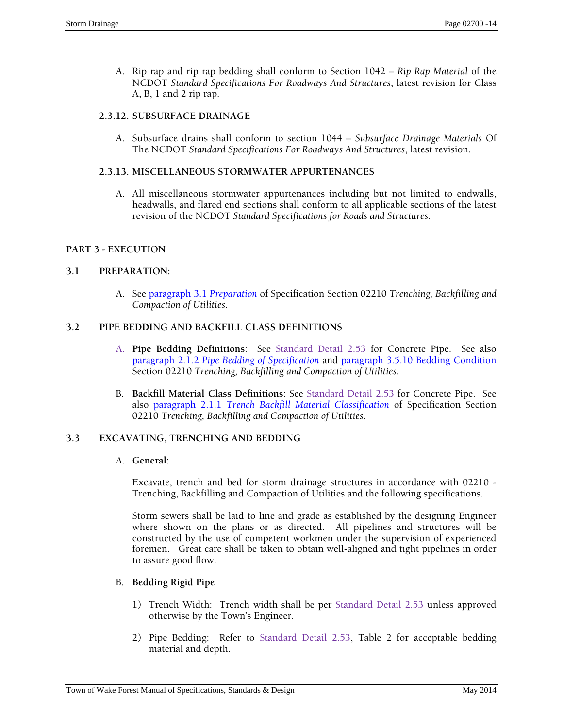A. Rip rap and rip rap bedding shall conform to Section 1042 – *Rip Rap Material* of the NCDOT *Standard Specifications For Roadways And Structures*, latest revision for Class A, B, 1 and 2 rip rap.

### 2.3.12. SUBSURFACE DRAINAGE

A. Subsurface drains shall conform to section 1044 – *Subsurface Drainage Materials* Of The NCDOT *Standard Specifications For Roadways And Structures*, latest revision.

### 2.3.13. MISCELLANEOUS STORMWATER APPURTENANCES

A. All miscellaneous stormwater appurtenances including but not limited to endwalls, headwalls, and flared end sections shall conform to all applicable sections of the latest revision of the NCDOT *Standard Specifications for Roads and Structures*.

## PART 3 - EXECUTION

### 3.1 PREPARATION:

A. See paragraph 3.1 *Preparation* of Specification Section 02210 *Trenching, Backfilling and Compaction of Utilities.*

### 3.2 PIPE BEDDING AND BACKFILL CLASS DEFINITIONS

A. **Pipe Bedding Definitions**: See Standard Detail 2.53 for Concrete Pipe. See also paragraph 2.1.2 *Pipe Bedding of Specification* and paragraph 3.5.10 Bedding Condition Section 02210 *Trenching, Backfilling and Compaction of Utilities*.

B. **Backfill Material Class Definitions**: See Standard Detail 2.53 for Concrete Pipe. See also paragraph 2.1.1 *Trench Backfill Material Classification* of Specification Section 02210 *Trenching, Backfilling and Compaction of Utilities.*

### 3.3 EXCAVATING, TRENCHING AND BEDDING

A. **General:**

Excavate, trench and bed for storm drainage structures in accordance with 02210 - Trenching, Backfilling and Compaction of Utilities and the following specifications.

Storm sewers shall be laid to line and grade as established by the designing Engineer where shown on the plans or as directed. All pipelines and structures will be constructed by the use of competent workmen under the supervision of experienced foremen. Great care shall be taken to obtain well-aligned and tight pipelines in order to assure good flow.

B. **Bedding Rigid Pipe**

1) Trench Width: Trench width shall be per Standard Detail 2.53 unless approved otherwise by the Town's Engineer.

2) Pipe Bedding: Refer to Standard Detail 2.53, Table 2 for acceptable bedding material and depth.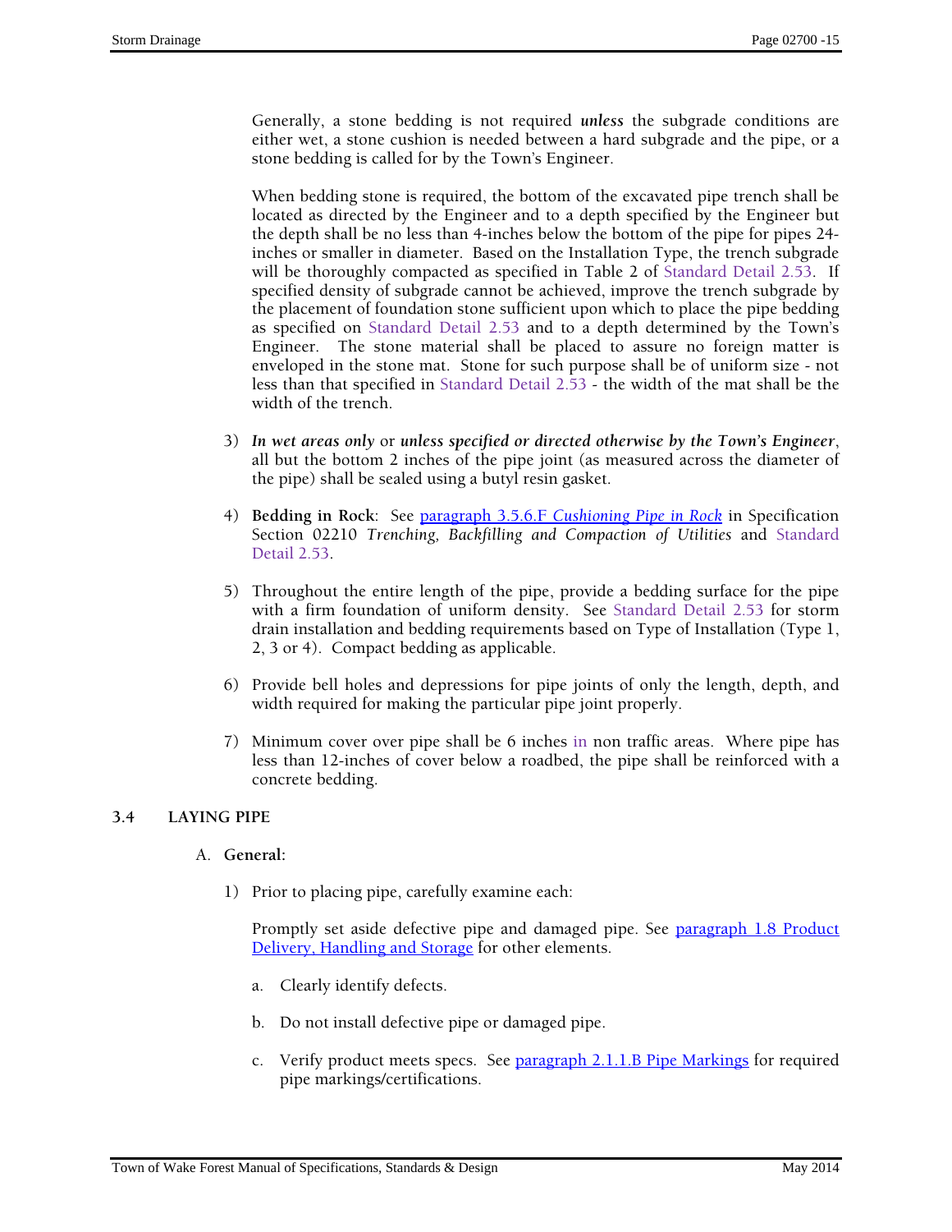Generally, a stone bedding is not required ***unless*** the subgrade conditions are either wet, a stone cushion is needed between a hard subgrade and the pipe, or a stone bedding is called for by the Town's Engineer.

When bedding stone is required, the bottom of the excavated pipe trench shall be located as directed by the Engineer and to a depth specified by the Engineer but the depth shall be no less than 4-inches below the bottom of the pipe for pipes 24-inches or smaller in diameter. Based on the Installation Type, the trench subgrade will be thoroughly compacted as specified in Table 2 of Standard Detail 2.53. If specified density of subgrade cannot be achieved, improve the trench subgrade by the placement of foundation stone sufficient upon which to place the pipe bedding as specified on Standard Detail 2.53 and to a depth determined by the Town's Engineer. The stone material shall be placed to assure no foreign matter is enveloped in the stone mat. Stone for such purpose shall be of uniform size - not less than that specified in Standard Detail 2.53 - the width of the mat shall be the width of the trench.

3) ***In wet areas only*** or ***unless specified or directed otherwise by the Town's Engineer***, all but the bottom 2 inches of the pipe joint (as measured across the diameter of the pipe) shall be sealed using a butyl resin gasket.

4) **Bedding in Rock**: See paragraph 3.5.6.F *Cushioning Pipe in Rock* in Specification Section 02210 *Trenching, Backfilling and Compaction of Utilities* and Standard Detail 2.53.

5) Throughout the entire length of the pipe, provide a bedding surface for the pipe with a firm foundation of uniform density. See Standard Detail 2.53 for storm drain installation and bedding requirements based on Type of Installation (Type 1, 2, 3 or 4). Compact bedding as applicable.

6) Provide bell holes and depressions for pipe joints of only the length, depth, and width required for making the particular pipe joint properly.

7) Minimum cover over pipe shall be 6 inches in non traffic areas. Where pipe has less than 12-inches of cover below a roadbed, the pipe shall be reinforced with a concrete bedding.

## 3.4 LAYING PIPE

A. **General:**

1) Prior to placing pipe, carefully examine each:

   Promptly set aside defective pipe and damaged pipe. See paragraph 1.8 Product Delivery, Handling and Storage for other elements.

   a. Clearly identify defects.

   b. Do not install defective pipe or damaged pipe.

   c. Verify product meets specs. See paragraph 2.1.1.B Pipe Markings for required pipe markings/certifications.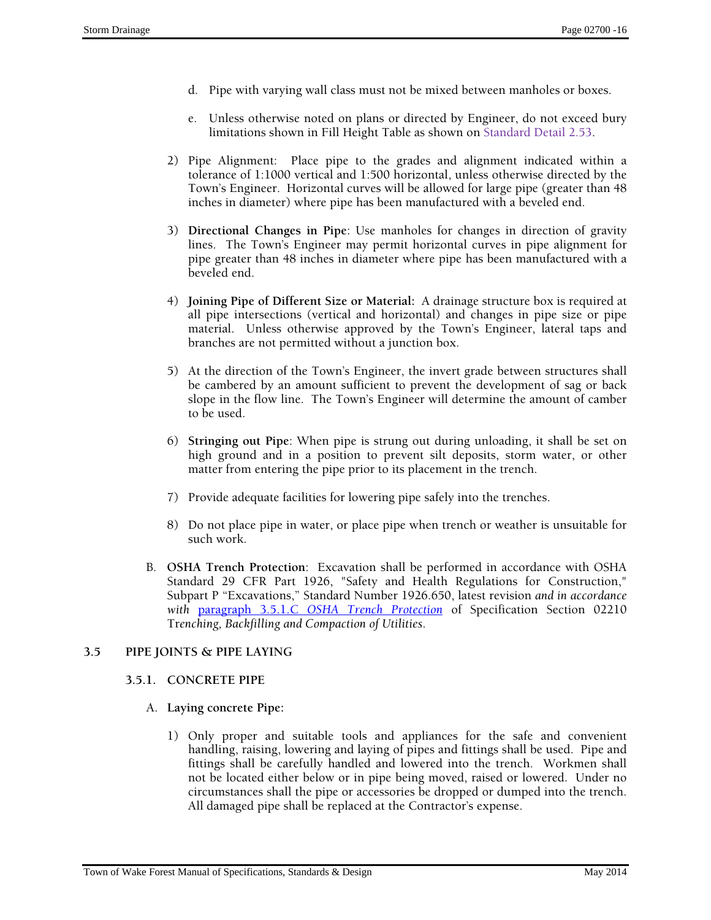d. Pipe with varying wall class must not be mixed between manholes or boxes.

e. Unless otherwise noted on plans or directed by Engineer, do not exceed bury limitations shown in Fill Height Table as shown on Standard Detail 2.53.

2) Pipe Alignment: Place pipe to the grades and alignment indicated within a tolerance of 1:1000 vertical and 1:500 horizontal, unless otherwise directed by the Town's Engineer. Horizontal curves will be allowed for large pipe (greater than 48 inches in diameter) where pipe has been manufactured with a beveled end.

3) **Directional Changes in Pipe**: Use manholes for changes in direction of gravity lines. The Town's Engineer may permit horizontal curves in pipe alignment for pipe greater than 48 inches in diameter where pipe has been manufactured with a beveled end.

4) **Joining Pipe of Different Size or Material:** A drainage structure box is required at all pipe intersections (vertical and horizontal) and changes in pipe size or pipe material. Unless otherwise approved by the Town's Engineer, lateral taps and branches are not permitted without a junction box.

5) At the direction of the Town's Engineer, the invert grade between structures shall be cambered by an amount sufficient to prevent the development of sag or back slope in the flow line. The Town's Engineer will determine the amount of camber to be used.

6) **Stringing out Pipe**: When pipe is strung out during unloading, it shall be set on high ground and in a position to prevent silt deposits, storm water, or other matter from entering the pipe prior to its placement in the trench.

7) Provide adequate facilities for lowering pipe safely into the trenches.

8) Do not place pipe in water, or place pipe when trench or weather is unsuitable for such work.

B. **OSHA Trench Protection**: Excavation shall be performed in accordance with OSHA Standard 29 CFR Part 1926, "Safety and Health Regulations for Construction," Subpart P "Excavations," Standard Number 1926.650, latest revision *and in accordance with* paragraph 3.5.1.C *OSHA Trench Protection* of Specification Section 02210 *Trenching, Backfilling and Compaction of Utilities*.

## 3.5 PIPE JOINTS & PIPE LAYING

### 3.5.1. CONCRETE PIPE

A. **Laying concrete Pipe:**

1) Only proper and suitable tools and appliances for the safe and convenient handling, raising, lowering and laying of pipes and fittings shall be used. Pipe and fittings shall be carefully handled and lowered into the trench. Workmen shall not be located either below or in pipe being moved, raised or lowered. Under no circumstances shall the pipe or accessories be dropped or dumped into the trench. All damaged pipe shall be replaced at the Contractor's expense.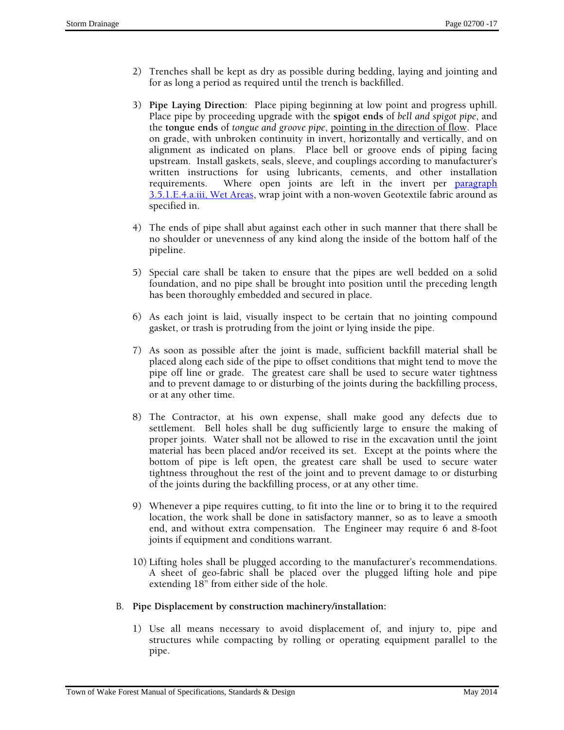2) Trenches shall be kept as dry as possible during bedding, laying and jointing and for as long a period as required until the trench is backfilled.

3) **Pipe Laying Direction**: Place piping beginning at low point and progress uphill. Place pipe by proceeding upgrade with the **spigot ends** of *bell and spigot pipe*, and the **tongue ends** of *tongue and groove pipe*, pointing in the direction of flow. Place on grade, with unbroken continuity in invert, horizontally and vertically, and on alignment as indicated on plans. Place bell or groove ends of piping facing upstream. Install gaskets, seals, sleeve, and couplings according to manufacturer's written instructions for using lubricants, cements, and other installation requirements. Where open joints are left in the invert per paragraph 3.5.1.E.4.a.iii, Wet Areas, wrap joint with a non-woven Geotextile fabric around as specified in.

4) The ends of pipe shall abut against each other in such manner that there shall be no shoulder or unevenness of any kind along the inside of the bottom half of the pipeline.

5) Special care shall be taken to ensure that the pipes are well bedded on a solid foundation, and no pipe shall be brought into position until the preceding length has been thoroughly embedded and secured in place.

6) As each joint is laid, visually inspect to be certain that no jointing compound gasket, or trash is protruding from the joint or lying inside the pipe.

7) As soon as possible after the joint is made, sufficient backfill material shall be placed along each side of the pipe to offset conditions that might tend to move the pipe off line or grade. The greatest care shall be used to secure water tightness and to prevent damage to or disturbing of the joints during the backfilling process, or at any other time.

8) The Contractor, at his own expense, shall make good any defects due to settlement. Bell holes shall be dug sufficiently large to ensure the making of proper joints. Water shall not be allowed to rise in the excavation until the joint material has been placed and/or received its set. Except at the points where the bottom of pipe is left open, the greatest care shall be used to secure water tightness throughout the rest of the joint and to prevent damage to or disturbing of the joints during the backfilling process, or at any other time.

9) Whenever a pipe requires cutting, to fit into the line or to bring it to the required location, the work shall be done in satisfactory manner, so as to leave a smooth end, and without extra compensation. The Engineer may require 6 and 8-foot joints if equipment and conditions warrant.

10) Lifting holes shall be plugged according to the manufacturer's recommendations. A sheet of geo-fabric shall be placed over the plugged lifting hole and pipe extending 18" from either side of the hole.

B. **Pipe Displacement by construction machinery/installation:**

1) Use all means necessary to avoid displacement of, and injury to, pipe and structures while compacting by rolling or operating equipment parallel to the pipe.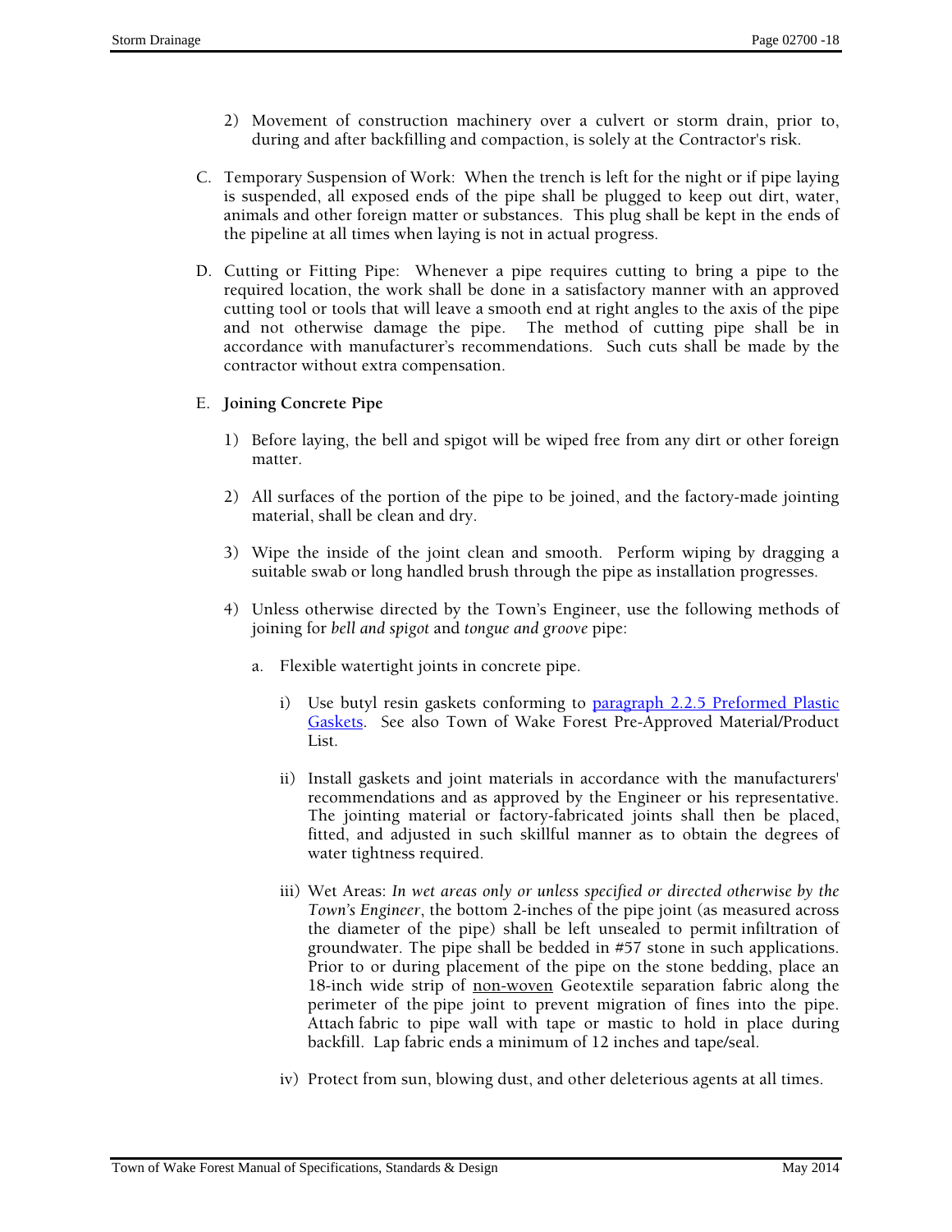2) Movement of construction machinery over a culvert or storm drain, prior to, during and after backfilling and compaction, is solely at the Contractor's risk.

C. Temporary Suspension of Work: When the trench is left for the night or if pipe laying is suspended, all exposed ends of the pipe shall be plugged to keep out dirt, water, animals and other foreign matter or substances. This plug shall be kept in the ends of the pipeline at all times when laying is not in actual progress.

D. Cutting or Fitting Pipe: Whenever a pipe requires cutting to bring a pipe to the required location, the work shall be done in a satisfactory manner with an approved cutting tool or tools that will leave a smooth end at right angles to the axis of the pipe and not otherwise damage the pipe. The method of cutting pipe shall be in accordance with manufacturer's recommendations. Such cuts shall be made by the contractor without extra compensation.

E. **Joining Concrete Pipe**

1) Before laying, the bell and spigot will be wiped free from any dirt or other foreign matter.

2) All surfaces of the portion of the pipe to be joined, and the factory-made jointing material, shall be clean and dry.

3) Wipe the inside of the joint clean and smooth. Perform wiping by dragging a suitable swab or long handled brush through the pipe as installation progresses.

4) Unless otherwise directed by the Town's Engineer, use the following methods of joining for *bell and spigot* and *tongue and groove* pipe:

a. Flexible watertight joints in concrete pipe.

i) Use butyl resin gaskets conforming to paragraph 2.2.5 Preformed Plastic Gaskets. See also Town of Wake Forest Pre-Approved Material/Product List.

ii) Install gaskets and joint materials in accordance with the manufacturers' recommendations and as approved by the Engineer or his representative. The jointing material or factory-fabricated joints shall then be placed, fitted, and adjusted in such skillful manner as to obtain the degrees of water tightness required.

iii) Wet Areas: *In wet areas only or unless specified or directed otherwise by the Town's Engineer*, the bottom 2-inches of the pipe joint (as measured across the diameter of the pipe) shall be left unsealed to permit infiltration of groundwater. The pipe shall be bedded in #57 stone in such applications. Prior to or during placement of the pipe on the stone bedding, place an 18-inch wide strip of <u>non-woven</u> Geotextile separation fabric along the perimeter of the pipe joint to prevent migration of fines into the pipe. Attach fabric to pipe wall with tape or mastic to hold in place during backfill. Lap fabric ends a minimum of 12 inches and tape/seal.

iv) Protect from sun, blowing dust, and other deleterious agents at all times.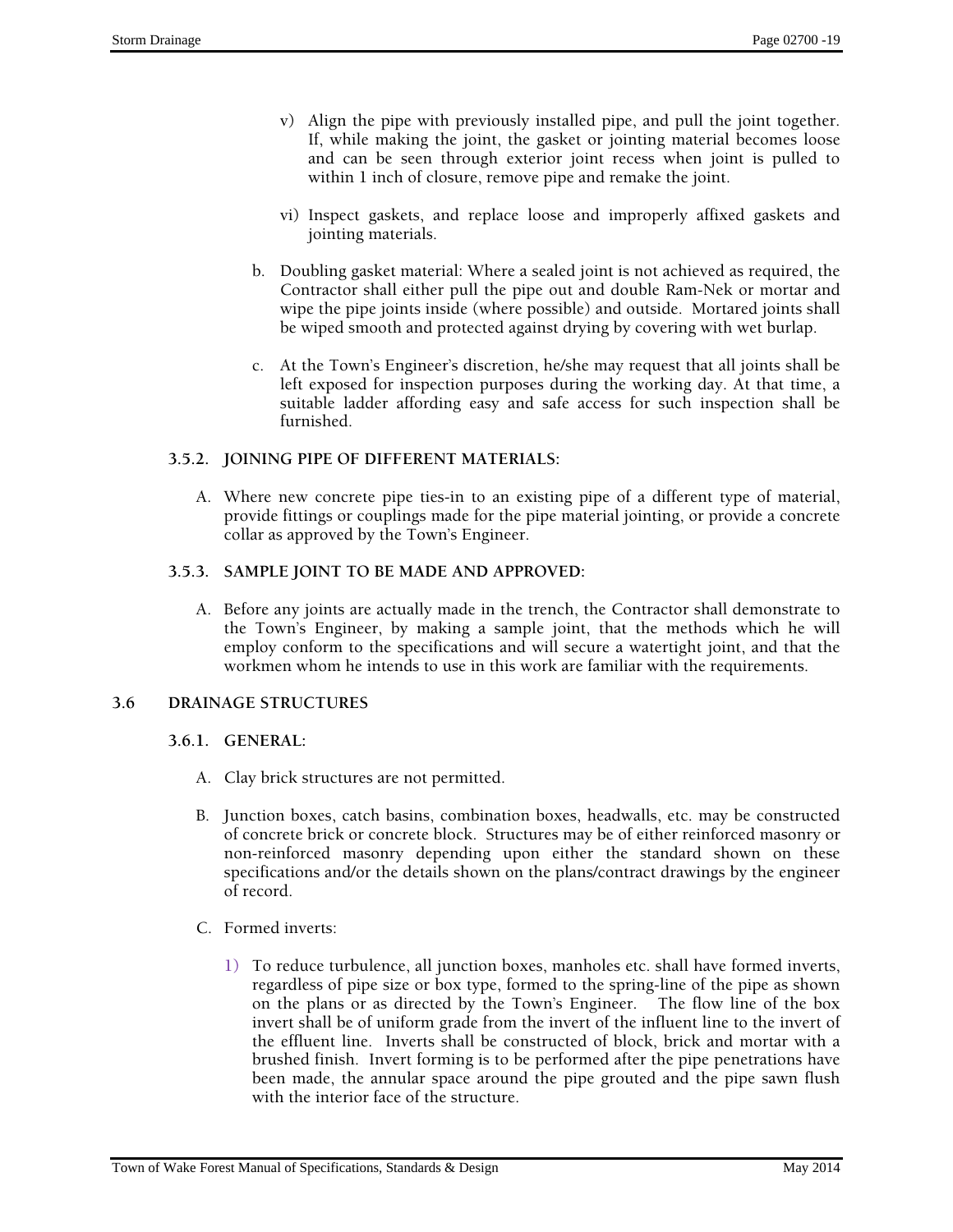v) Align the pipe with previously installed pipe, and pull the joint together. If, while making the joint, the gasket or jointing material becomes loose and can be seen through exterior joint recess when joint is pulled to within 1 inch of closure, remove pipe and remake the joint.

vi) Inspect gaskets, and replace loose and improperly affixed gaskets and jointing materials.

b. Doubling gasket material: Where a sealed joint is not achieved as required, the Contractor shall either pull the pipe out and double Ram-Nek or mortar and wipe the pipe joints inside (where possible) and outside. Mortared joints shall be wiped smooth and protected against drying by covering with wet burlap.

c. At the Town's Engineer's discretion, he/she may request that all joints shall be left exposed for inspection purposes during the working day. At that time, a suitable ladder affording easy and safe access for such inspection shall be furnished.

#### 3.5.2. JOINING PIPE OF DIFFERENT MATERIALS:

A. Where new concrete pipe ties-in to an existing pipe of a different type of material, provide fittings or couplings made for the pipe material jointing, or provide a concrete collar as approved by the Town's Engineer.

#### 3.5.3. SAMPLE JOINT TO BE MADE AND APPROVED:

A. Before any joints are actually made in the trench, the Contractor shall demonstrate to the Town's Engineer, by making a sample joint, that the methods which he will employ conform to the specifications and will secure a watertight joint, and that the workmen whom he intends to use in this work are familiar with the requirements.

### 3.6 DRAINAGE STRUCTURES

#### 3.6.1. GENERAL:

A. Clay brick structures are not permitted.

B. Junction boxes, catch basins, combination boxes, headwalls, etc. may be constructed of concrete brick or concrete block. Structures may be of either reinforced masonry or non-reinforced masonry depending upon either the standard shown on these specifications and/or the details shown on the plans/contract drawings by the engineer of record.

C. Formed inverts:

1) To reduce turbulence, all junction boxes, manholes etc. shall have formed inverts, regardless of pipe size or box type, formed to the spring-line of the pipe as shown on the plans or as directed by the Town's Engineer. The flow line of the box invert shall be of uniform grade from the invert of the influent line to the invert of the effluent line. Inverts shall be constructed of block, brick and mortar with a brushed finish. Invert forming is to be performed after the pipe penetrations have been made, the annular space around the pipe grouted and the pipe sawn flush with the interior face of the structure.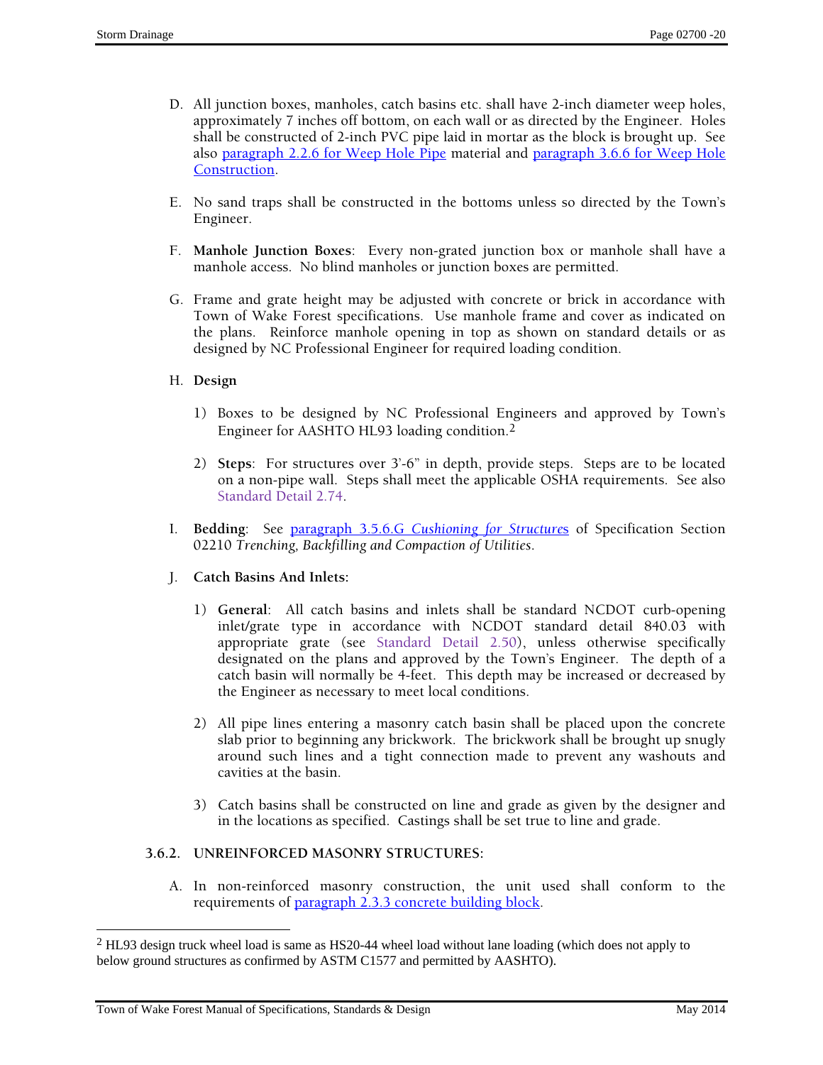D. All junction boxes, manholes, catch basins etc. shall have 2-inch diameter weep holes, approximately 7 inches off bottom, on each wall or as directed by the Engineer. Holes shall be constructed of 2-inch PVC pipe laid in mortar as the block is brought up. See also paragraph 2.2.6 for Weep Hole Pipe material and paragraph 3.6.6 for Weep Hole Construction.

E. No sand traps shall be constructed in the bottoms unless so directed by the Town's Engineer.

F. **Manhole Junction Boxes**: Every non-grated junction box or manhole shall have a manhole access. No blind manholes or junction boxes are permitted.

G. Frame and grate height may be adjusted with concrete or brick in accordance with Town of Wake Forest specifications. Use manhole frame and cover as indicated on the plans. Reinforce manhole opening in top as shown on standard details or as designed by NC Professional Engineer for required loading condition.

H. **Design**

1) Boxes to be designed by NC Professional Engineers and approved by Town's Engineer for AASHTO HL93 loading condition.[2]

2) **Steps**: For structures over 3'-6" in depth, provide steps. Steps are to be located on a non-pipe wall. Steps shall meet the applicable OSHA requirements. See also Standard Detail 2.74.

I. **Bedding**: See paragraph 3.5.6.G *Cushioning for Structures* of Specification Section 02210 *Trenching, Backfilling and Compaction of Utilities*.

J. **Catch Basins And Inlets:**

1) **General**: All catch basins and inlets shall be standard NCDOT curb-opening inlet/grate type in accordance with NCDOT standard detail 840.03 with appropriate grate (see Standard Detail 2.50), unless otherwise specifically designated on the plans and approved by the Town's Engineer. The depth of a catch basin will normally be 4-feet. This depth may be increased or decreased by the Engineer as necessary to meet local conditions.

2) All pipe lines entering a masonry catch basin shall be placed upon the concrete slab prior to beginning any brickwork. The brickwork shall be brought up snugly around such lines and a tight connection made to prevent any washouts and cavities at the basin.

3) Catch basins shall be constructed on line and grade as given by the designer and in the locations as specified. Castings shall be set true to line and grade.

### 3.6.2. UNREINFORCED MASONRY STRUCTURES:

A. In non-reinforced masonry construction, the unit used shall conform to the requirements of paragraph 2.3.3 concrete building block.

---

[2] HL93 design truck wheel load is same as HS20-44 wheel load without lane loading (which does not apply to below ground structures as confirmed by ASTM C1577 and permitted by AASHTO).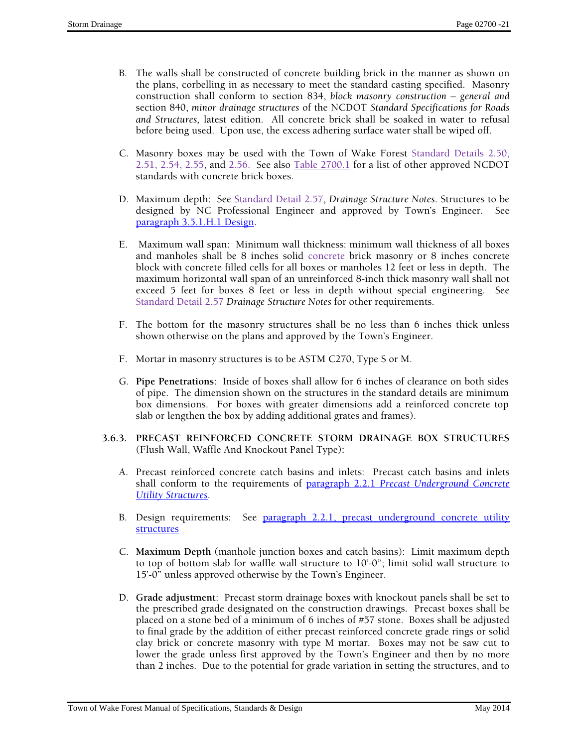B. The walls shall be constructed of concrete building brick in the manner as shown on the plans, corbelling in as necessary to meet the standard casting specified. Masonry construction shall conform to section 834, *block masonry construction – general and* section 840, *minor drainage structures* of the NCDOT *Standard Specifications for Roads and Structures,* latest edition. All concrete brick shall be soaked in water to refusal before being used. Upon use, the excess adhering surface water shall be wiped off.

C. Masonry boxes may be used with the Town of Wake Forest Standard Details 2.50, 2.51, 2.54, 2.55, and 2.56. See also Table 2700.1 for a list of other approved NCDOT standards with concrete brick boxes.

D. Maximum depth: See Standard Detail 2.57, *Drainage Structure Notes*. Structures to be designed by NC Professional Engineer and approved by Town's Engineer. See paragraph 3.5.1.H.1 Design.

E. Maximum wall span: Minimum wall thickness: minimum wall thickness of all boxes and manholes shall be 8 inches solid concrete brick masonry or 8 inches concrete block with concrete filled cells for all boxes or manholes 12 feet or less in depth. The maximum horizontal wall span of an unreinforced 8-inch thick masonry wall shall not exceed 5 feet for boxes 8 feet or less in depth without special engineering. See Standard Detail 2.57 *Drainage Structure Notes* for other requirements.

F. The bottom for the masonry structures shall be no less than 6 inches thick unless shown otherwise on the plans and approved by the Town's Engineer.

F. Mortar in masonry structures is to be ASTM C270, Type S or M.

G. **Pipe Penetrations**: Inside of boxes shall allow for 6 inches of clearance on both sides of pipe. The dimension shown on the structures in the standard details are minimum box dimensions. For boxes with greater dimensions add a reinforced concrete top slab or lengthen the box by adding additional grates and frames).

### 3.6.3. PRECAST REINFORCED CONCRETE STORM DRAINAGE BOX STRUCTURES (Flush Wall, Waffle And Knockout Panel Type):

A. Precast reinforced concrete catch basins and inlets: Precast catch basins and inlets shall conform to the requirements of paragraph 2.2.1 *Precast Underground Concrete Utility Structures*.

B. Design requirements: See paragraph 2.2.1, precast underground concrete utility structures

C. **Maximum Depth** (manhole junction boxes and catch basins): Limit maximum depth to top of bottom slab for waffle wall structure to 10'-0"; limit solid wall structure to 15'-0" unless approved otherwise by the Town's Engineer.

D. **Grade adjustment**: Precast storm drainage boxes with knockout panels shall be set to the prescribed grade designated on the construction drawings. Precast boxes shall be placed on a stone bed of a minimum of 6 inches of #57 stone. Boxes shall be adjusted to final grade by the addition of either precast reinforced concrete grade rings or solid clay brick or concrete masonry with type M mortar. Boxes may not be saw cut to lower the grade unless first approved by the Town's Engineer and then by no more than 2 inches. Due to the potential for grade variation in setting the structures, and to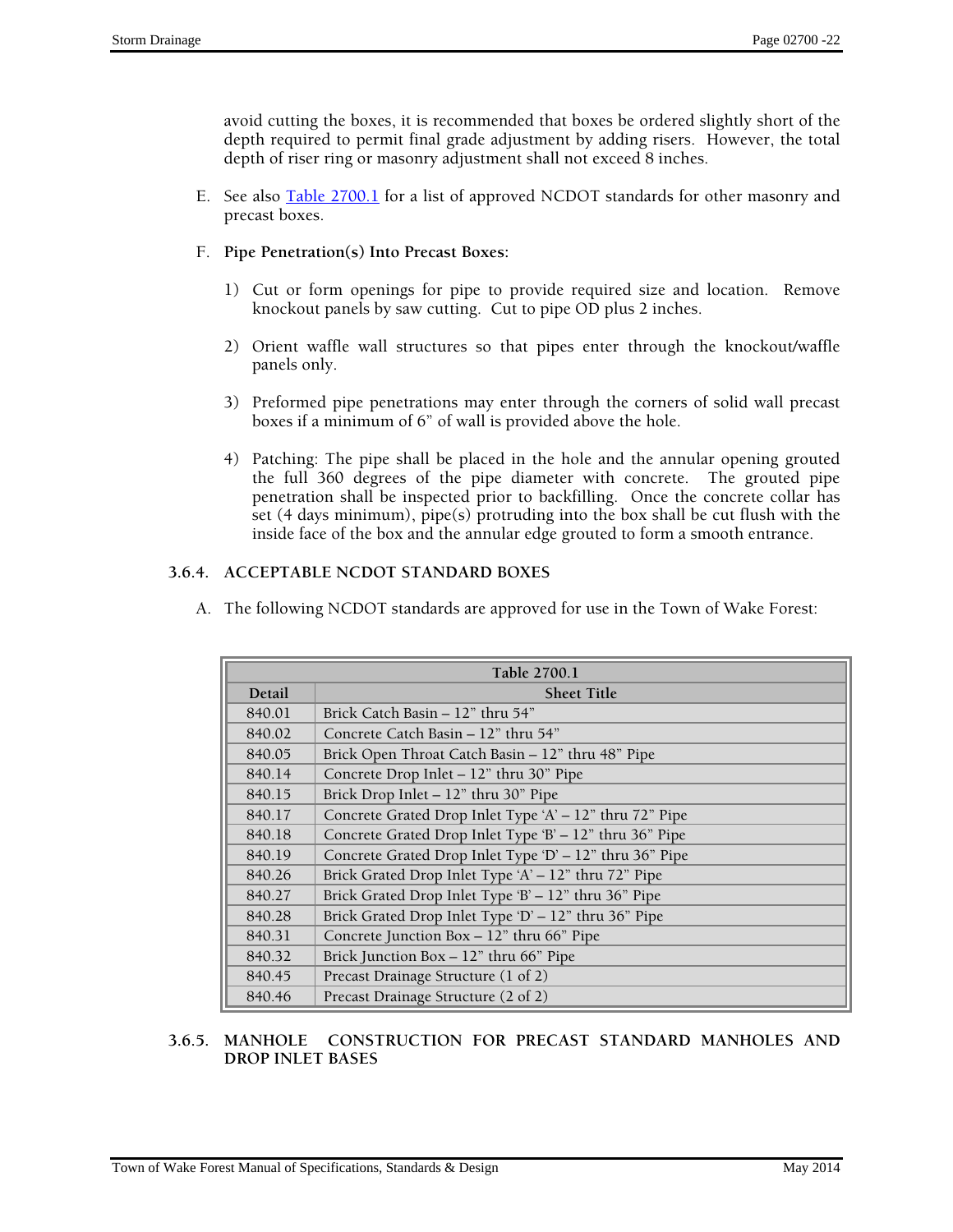avoid cutting the boxes, it is recommended that boxes be ordered slightly short of the depth required to permit final grade adjustment by adding risers. However, the total depth of riser ring or masonry adjustment shall not exceed 8 inches.

E. See also Table 2700.1 for a list of approved NCDOT standards for other masonry and precast boxes.

F. **Pipe Penetration(s) Into Precast Boxes:**

1) Cut or form openings for pipe to provide required size and location. Remove knockout panels by saw cutting. Cut to pipe OD plus 2 inches.

2) Orient waffle wall structures so that pipes enter through the knockout/waffle panels only.

3) Preformed pipe penetrations may enter through the corners of solid wall precast boxes if a minimum of 6" of wall is provided above the hole.

4) Patching: The pipe shall be placed in the hole and the annular opening grouted the full 360 degrees of the pipe diameter with concrete. The grouted pipe penetration shall be inspected prior to backfilling. Once the concrete collar has set (4 days minimum), pipe(s) protruding into the box shall be cut flush with the inside face of the box and the annular edge grouted to form a smooth entrance.

### 3.6.4. ACCEPTABLE NCDOT STANDARD BOXES

A. The following NCDOT standards are approved for use in the Town of Wake Forest:

**Table 2700.1**

| Detail | Sheet Title |
|---|---|
| 840.01 | Brick Catch Basin – 12" thru 54" |
| 840.02 | Concrete Catch Basin – 12" thru 54" |
| 840.05 | Brick Open Throat Catch Basin – 12" thru 48" Pipe |
| 840.14 | Concrete Drop Inlet – 12" thru 30" Pipe |
| 840.15 | Brick Drop Inlet – 12" thru 30" Pipe |
| 840.17 | Concrete Grated Drop Inlet Type 'A' – 12" thru 72" Pipe |
| 840.18 | Concrete Grated Drop Inlet Type 'B' – 12" thru 36" Pipe |
| 840.19 | Concrete Grated Drop Inlet Type 'D' – 12" thru 36" Pipe |
| 840.26 | Brick Grated Drop Inlet Type 'A' – 12" thru 72" Pipe |
| 840.27 | Brick Grated Drop Inlet Type 'B' – 12" thru 36" Pipe |
| 840.28 | Brick Grated Drop Inlet Type 'D' – 12" thru 36" Pipe |
| 840.31 | Concrete Junction Box – 12" thru 66" Pipe |
| 840.32 | Brick Junction Box – 12" thru 66" Pipe |
| 840.45 | Precast Drainage Structure (1 of 2) |
| 840.46 | Precast Drainage Structure (2 of 2) |

### 3.6.5. MANHOLE CONSTRUCTION FOR PRECAST STANDARD MANHOLES AND DROP INLET BASES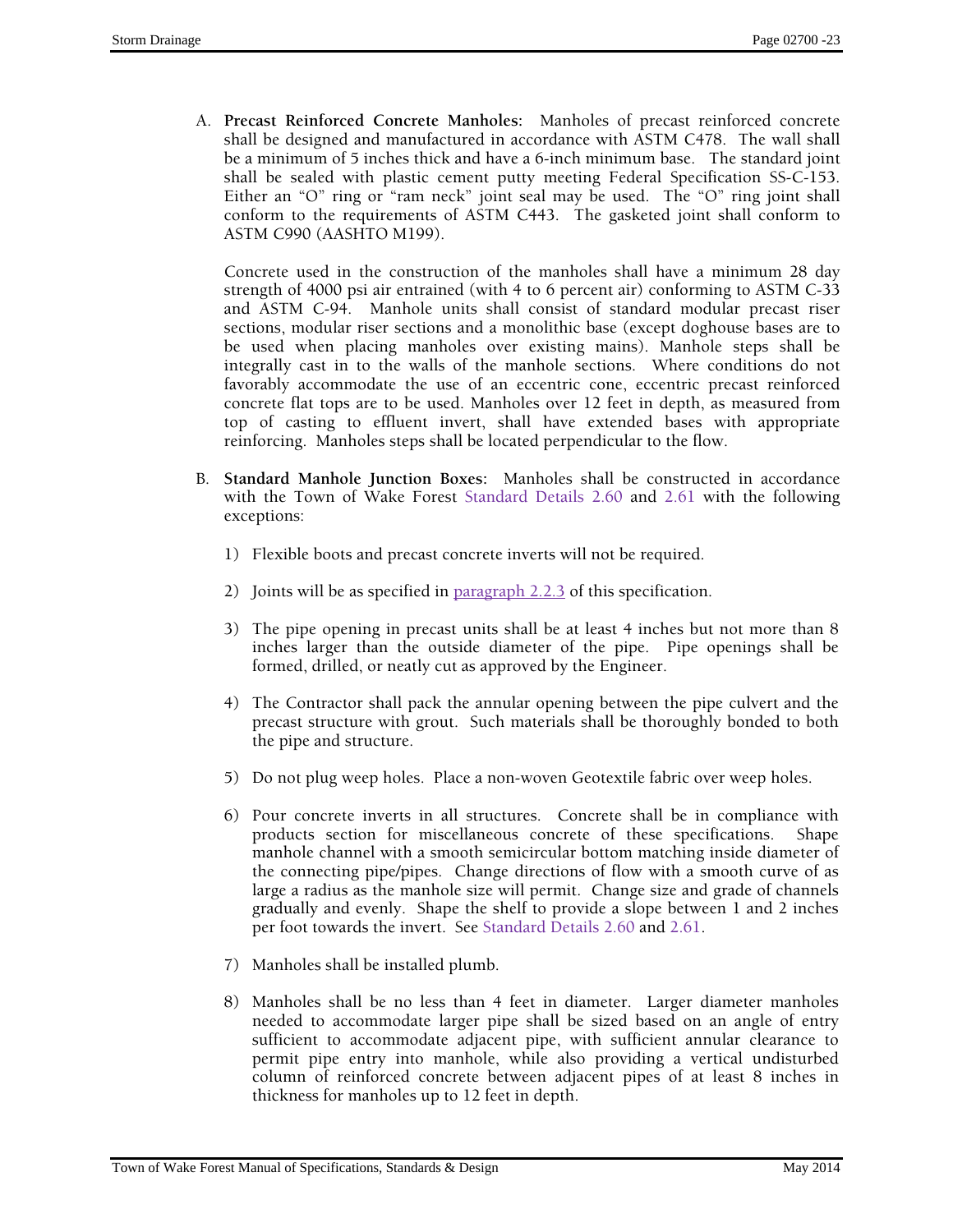A. **Precast Reinforced Concrete Manholes:** Manholes of precast reinforced concrete shall be designed and manufactured in accordance with ASTM C478. The wall shall be a minimum of 5 inches thick and have a 6-inch minimum base. The standard joint shall be sealed with plastic cement putty meeting Federal Specification SS-C-153. Either an "O" ring or "ram neck" joint seal may be used. The "O" ring joint shall conform to the requirements of ASTM C443. The gasketed joint shall conform to ASTM C990 (AASHTO M199).

   Concrete used in the construction of the manholes shall have a minimum 28 day strength of 4000 psi air entrained (with 4 to 6 percent air) conforming to ASTM C-33 and ASTM C-94. Manhole units shall consist of standard modular precast riser sections, modular riser sections and a monolithic base (except doghouse bases are to be used when placing manholes over existing mains). Manhole steps shall be integrally cast in to the walls of the manhole sections. Where conditions do not favorably accommodate the use of an eccentric cone, eccentric precast reinforced concrete flat tops are to be used. Manholes over 12 feet in depth, as measured from top of casting to effluent invert, shall have extended bases with appropriate reinforcing. Manholes steps shall be located perpendicular to the flow.

B. **Standard Manhole Junction Boxes:** Manholes shall be constructed in accordance with the Town of Wake Forest Standard Details 2.60 and 2.61 with the following exceptions:

   1) Flexible boots and precast concrete inverts will not be required.

   2) Joints will be as specified in paragraph 2.2.3 of this specification.

   3) The pipe opening in precast units shall be at least 4 inches but not more than 8 inches larger than the outside diameter of the pipe. Pipe openings shall be formed, drilled, or neatly cut as approved by the Engineer.

   4) The Contractor shall pack the annular opening between the pipe culvert and the precast structure with grout. Such materials shall be thoroughly bonded to both the pipe and structure.

   5) Do not plug weep holes. Place a non-woven Geotextile fabric over weep holes.

   6) Pour concrete inverts in all structures. Concrete shall be in compliance with products section for miscellaneous concrete of these specifications. Shape manhole channel with a smooth semicircular bottom matching inside diameter of the connecting pipe/pipes. Change directions of flow with a smooth curve of as large a radius as the manhole size will permit. Change size and grade of channels gradually and evenly. Shape the shelf to provide a slope between 1 and 2 inches per foot towards the invert. See Standard Details 2.60 and 2.61.

   7) Manholes shall be installed plumb.

   8) Manholes shall be no less than 4 feet in diameter. Larger diameter manholes needed to accommodate larger pipe shall be sized based on an angle of entry sufficient to accommodate adjacent pipe, with sufficient annular clearance to permit pipe entry into manhole, while also providing a vertical undisturbed column of reinforced concrete between adjacent pipes of at least 8 inches in thickness for manholes up to 12 feet in depth.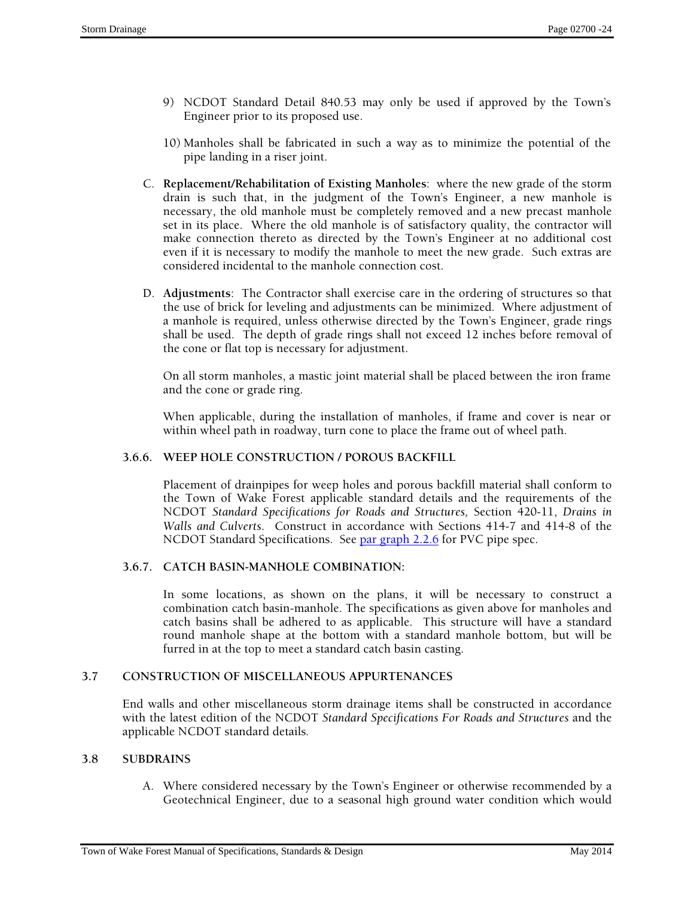9) NCDOT Standard Detail 840.53 may only be used if approved by the Town's Engineer prior to its proposed use.

10) Manholes shall be fabricated in such a way as to minimize the potential of the pipe landing in a riser joint.

C. **Replacement/Rehabilitation of Existing Manholes**: where the new grade of the storm drain is such that, in the judgment of the Town's Engineer, a new manhole is necessary, the old manhole must be completely removed and a new precast manhole set in its place. Where the old manhole is of satisfactory quality, the contractor will make connection thereto as directed by the Town's Engineer at no additional cost even if it is necessary to modify the manhole to meet the new grade. Such extras are considered incidental to the manhole connection cost.

D. **Adjustments**: The Contractor shall exercise care in the ordering of structures so that the use of brick for leveling and adjustments can be minimized. Where adjustment of a manhole is required, unless otherwise directed by the Town's Engineer, grade rings shall be used. The depth of grade rings shall not exceed 12 inches before removal of the cone or flat top is necessary for adjustment.

   On all storm manholes, a mastic joint material shall be placed between the iron frame and the cone or grade ring.

   When applicable, during the installation of manholes, if frame and cover is near or within wheel path in roadway, turn cone to place the frame out of wheel path.

#### 3.6.6. WEEP HOLE CONSTRUCTION / POROUS BACKFILL

Placement of drainpipes for weep holes and porous backfill material shall conform to the Town of Wake Forest applicable standard details and the requirements of the NCDOT *Standard Specifications for Roads and Structures,* Section 420-11, *Drains in Walls and Culverts*. Construct in accordance with Sections 414-7 and 414-8 of the NCDOT Standard Specifications. See par graph 2.2.6 for PVC pipe spec.

#### 3.6.7. CATCH BASIN-MANHOLE COMBINATION:

In some locations, as shown on the plans, it will be necessary to construct a combination catch basin-manhole. The specifications as given above for manholes and catch basins shall be adhered to as applicable. This structure will have a standard round manhole shape at the bottom with a standard manhole bottom, but will be furred in at the top to meet a standard catch basin casting.

### 3.7 CONSTRUCTION OF MISCELLANEOUS APPURTENANCES

End walls and other miscellaneous storm drainage items shall be constructed in accordance with the latest edition of the NCDOT *Standard Specifications For Roads and Structures* and the applicable NCDOT standard details.

### 3.8 SUBDRAINS

A. Where considered necessary by the Town's Engineer or otherwise recommended by a Geotechnical Engineer, due to a seasonal high ground water condition which would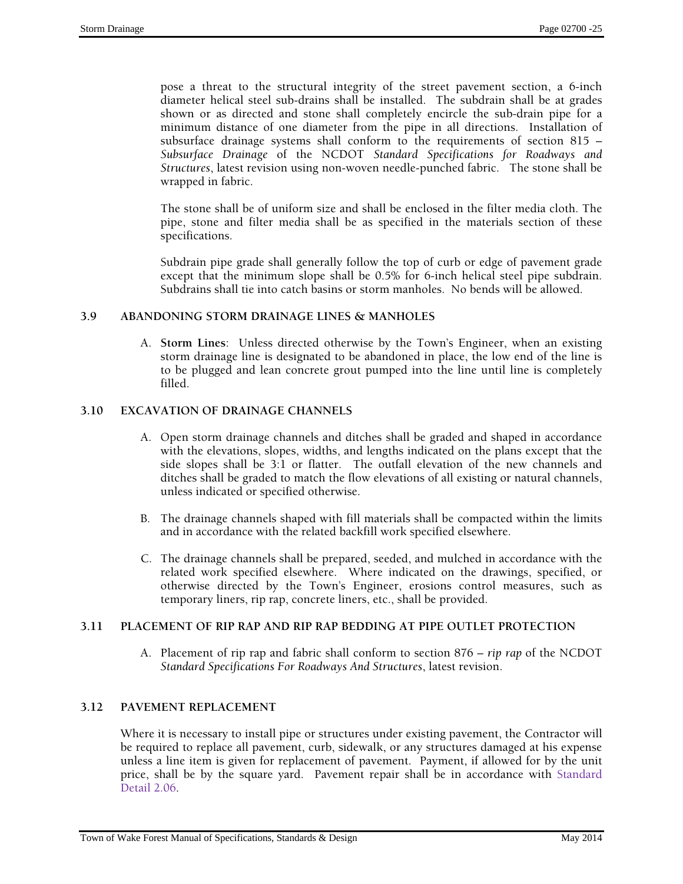pose a threat to the structural integrity of the street pavement section, a 6-inch diameter helical steel sub-drains shall be installed. The subdrain shall be at grades shown or as directed and stone shall completely encircle the sub-drain pipe for a minimum distance of one diameter from the pipe in all directions. Installation of subsurface drainage systems shall conform to the requirements of section 815 – *Subsurface Drainage* of the NCDOT *Standard Specifications for Roadways and Structures*, latest revision using non-woven needle-punched fabric. The stone shall be wrapped in fabric.

The stone shall be of uniform size and shall be enclosed in the filter media cloth. The pipe, stone and filter media shall be as specified in the materials section of these specifications.

Subdrain pipe grade shall generally follow the top of curb or edge of pavement grade except that the minimum slope shall be 0.5% for 6-inch helical steel pipe subdrain. Subdrains shall tie into catch basins or storm manholes. No bends will be allowed.

### 3.9 ABANDONING STORM DRAINAGE LINES & MANHOLES

A. **Storm Lines**: Unless directed otherwise by the Town's Engineer, when an existing storm drainage line is designated to be abandoned in place, the low end of the line is to be plugged and lean concrete grout pumped into the line until line is completely filled.

### 3.10 EXCAVATION OF DRAINAGE CHANNELS

A. Open storm drainage channels and ditches shall be graded and shaped in accordance with the elevations, slopes, widths, and lengths indicated on the plans except that the side slopes shall be 3:1 or flatter. The outfall elevation of the new channels and ditches shall be graded to match the flow elevations of all existing or natural channels, unless indicated or specified otherwise.

B. The drainage channels shaped with fill materials shall be compacted within the limits and in accordance with the related backfill work specified elsewhere.

C. The drainage channels shall be prepared, seeded, and mulched in accordance with the related work specified elsewhere. Where indicated on the drawings, specified, or otherwise directed by the Town's Engineer, erosions control measures, such as temporary liners, rip rap, concrete liners, etc., shall be provided.

### 3.11 PLACEMENT OF RIP RAP AND RIP RAP BEDDING AT PIPE OUTLET PROTECTION

A. Placement of rip rap and fabric shall conform to section 876 – *rip rap* of the NCDOT *Standard Specifications For Roadways And Structures*, latest revision.

### 3.12 PAVEMENT REPLACEMENT

Where it is necessary to install pipe or structures under existing pavement, the Contractor will be required to replace all pavement, curb, sidewalk, or any structures damaged at his expense unless a line item is given for replacement of pavement. Payment, if allowed for by the unit price, shall be by the square yard. Pavement repair shall be in accordance with Standard Detail 2.06.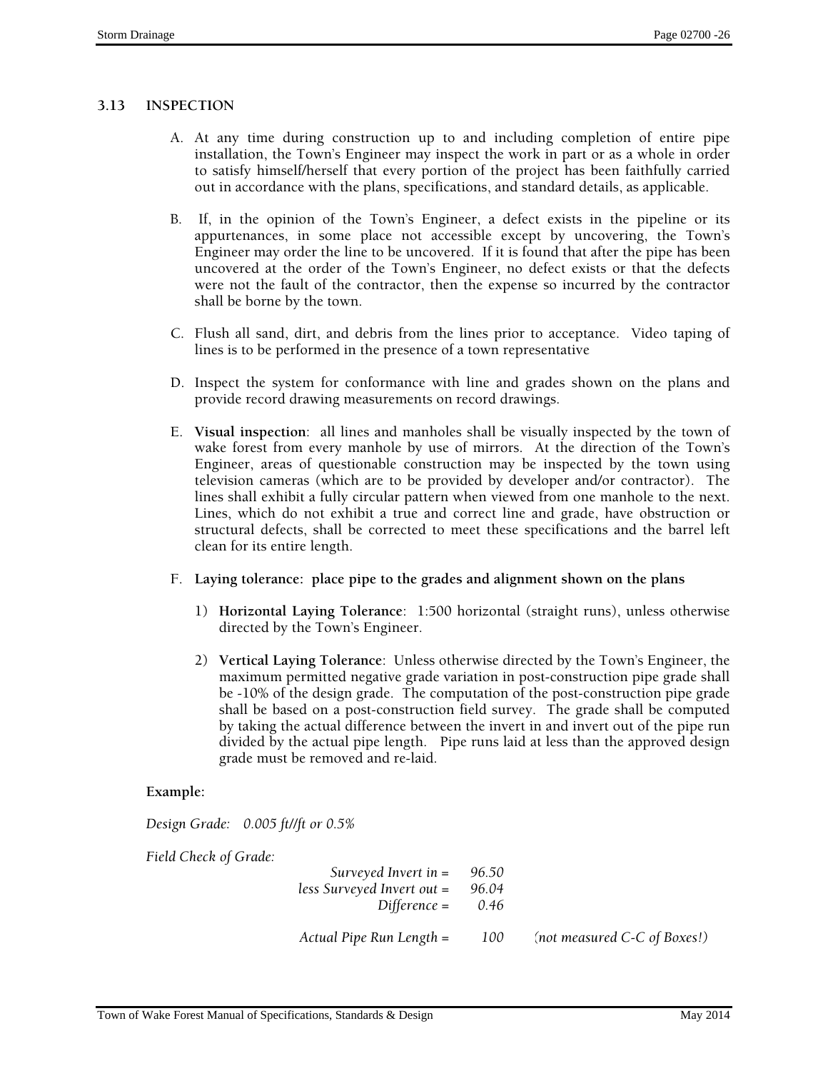### 3.13 INSPECTION

A. At any time during construction up to and including completion of entire pipe installation, the Town's Engineer may inspect the work in part or as a whole in order to satisfy himself/herself that every portion of the project has been faithfully carried out in accordance with the plans, specifications, and standard details, as applicable.

B. If, in the opinion of the Town's Engineer, a defect exists in the pipeline or its appurtenances, in some place not accessible except by uncovering, the Town's Engineer may order the line to be uncovered. If it is found that after the pipe has been uncovered at the order of the Town's Engineer, no defect exists or that the defects were not the fault of the contractor, then the expense so incurred by the contractor shall be borne by the town.

C. Flush all sand, dirt, and debris from the lines prior to acceptance. Video taping of lines is to be performed in the presence of a town representative

D. Inspect the system for conformance with line and grades shown on the plans and provide record drawing measurements on record drawings.

E. **Visual inspection**: all lines and manholes shall be visually inspected by the town of wake forest from every manhole by use of mirrors. At the direction of the Town's Engineer, areas of questionable construction may be inspected by the town using television cameras (which are to be provided by developer and/or contractor). The lines shall exhibit a fully circular pattern when viewed from one manhole to the next. Lines, which do not exhibit a true and correct line and grade, have obstruction or structural defects, shall be corrected to meet these specifications and the barrel left clean for its entire length.

F. **Laying tolerance: place pipe to the grades and alignment shown on the plans**

1) **Horizontal Laying Tolerance**: 1:500 horizontal (straight runs), unless otherwise directed by the Town's Engineer.

2) **Vertical Laying Tolerance**: Unless otherwise directed by the Town's Engineer, the maximum permitted negative grade variation in post-construction pipe grade shall be -10% of the design grade. The computation of the post-construction pipe grade shall be based on a post-construction field survey. The grade shall be computed by taking the actual difference between the invert in and invert out of the pipe run divided by the actual pipe length. Pipe runs laid at less than the approved design grade must be removed and re-laid.

**Example:**

*Design Grade: 0.005 ft//ft or 0.5%*

*Field Check of Grade:*

| | | |
|---|---|---|
| *Surveyed Invert in =* | *96.50* | |
| *less Surveyed Invert out =* | *96.04* | |
| *Difference =* | *0.46* | |
| *Actual Pipe Run Length =* | *100* | *(not measured C-C of Boxes!)* |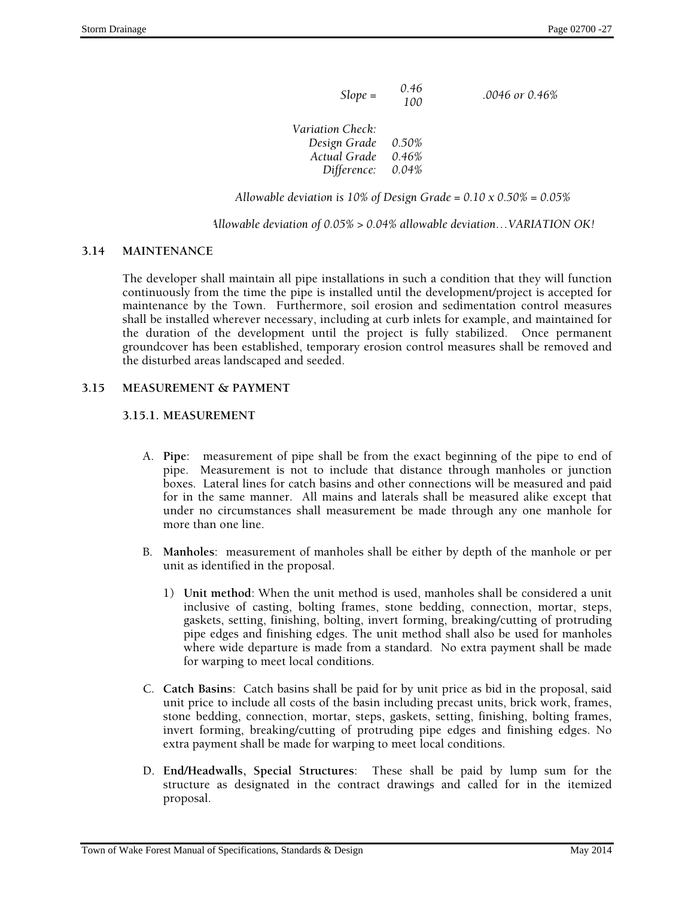$$Slope = \frac{0.46}{100} \qquad .0046 \text{ or } 0.46\%$$

*Variation Check:*

| | |
|---|---|
| *Design Grade* | *0.50%* |
| *Actual Grade* | *0.46%* |
| *Difference:* | *0.04%* |

*Allowable deviation is 10% of Design Grade = 0.10 x 0.50% = 0.05%*

*Allowable deviation of 0.05% > 0.04% allowable deviation…VARIATION OK!*

## 3.14 MAINTENANCE

The developer shall maintain all pipe installations in such a condition that they will function continuously from the time the pipe is installed until the development/project is accepted for maintenance by the Town. Furthermore, soil erosion and sedimentation control measures shall be installed wherever necessary, including at curb inlets for example, and maintained for the duration of the development until the project is fully stabilized. Once permanent groundcover has been established, temporary erosion control measures shall be removed and the disturbed areas landscaped and seeded.

## 3.15 MEASUREMENT & PAYMENT

### 3.15.1. MEASUREMENT

A. **Pipe**: measurement of pipe shall be from the exact beginning of the pipe to end of pipe. Measurement is not to include that distance through manholes or junction boxes. Lateral lines for catch basins and other connections will be measured and paid for in the same manner. All mains and laterals shall be measured alike except that under no circumstances shall measurement be made through any one manhole for more than one line.

B. **Manholes**: measurement of manholes shall be either by depth of the manhole or per unit as identified in the proposal.

   1) **Unit method**: When the unit method is used, manholes shall be considered a unit inclusive of casting, bolting frames, stone bedding, connection, mortar, steps, gaskets, setting, finishing, bolting, invert forming, breaking/cutting of protruding pipe edges and finishing edges. The unit method shall also be used for manholes where wide departure is made from a standard. No extra payment shall be made for warping to meet local conditions.

C. **Catch Basins**: Catch basins shall be paid for by unit price as bid in the proposal, said unit price to include all costs of the basin including precast units, brick work, frames, stone bedding, connection, mortar, steps, gaskets, setting, finishing, bolting frames, invert forming, breaking/cutting of protruding pipe edges and finishing edges. No extra payment shall be made for warping to meet local conditions.

D. **End/Headwalls, Special Structures**: These shall be paid by lump sum for the structure as designated in the contract drawings and called for in the itemized proposal.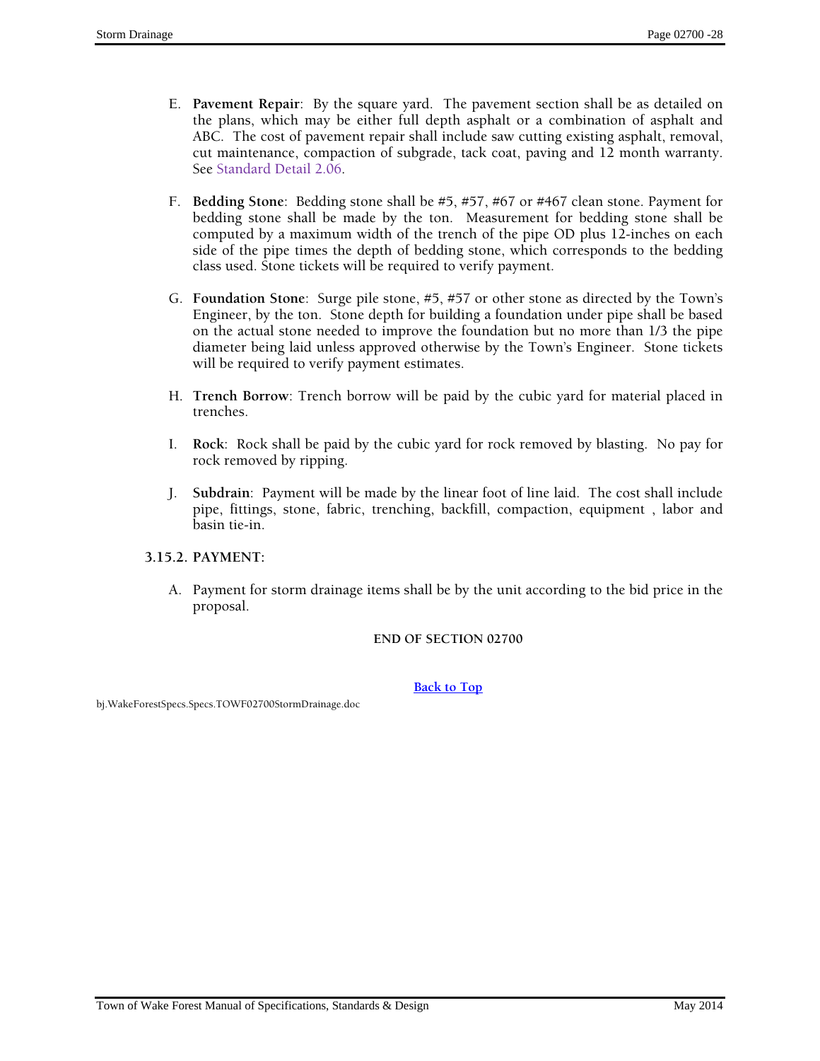E. **Pavement Repair**: By the square yard. The pavement section shall be as detailed on the plans, which may be either full depth asphalt or a combination of asphalt and ABC. The cost of pavement repair shall include saw cutting existing asphalt, removal, cut maintenance, compaction of subgrade, tack coat, paving and 12 month warranty. See Standard Detail 2.06.

F. **Bedding Stone**: Bedding stone shall be #5, #57, #67 or #467 clean stone. Payment for bedding stone shall be made by the ton. Measurement for bedding stone shall be computed by a maximum width of the trench of the pipe OD plus 12-inches on each side of the pipe times the depth of bedding stone, which corresponds to the bedding class used. Stone tickets will be required to verify payment.

G. **Foundation Stone**: Surge pile stone, #5, #57 or other stone as directed by the Town's Engineer, by the ton. Stone depth for building a foundation under pipe shall be based on the actual stone needed to improve the foundation but no more than 1/3 the pipe diameter being laid unless approved otherwise by the Town's Engineer. Stone tickets will be required to verify payment estimates.

H. **Trench Borrow**: Trench borrow will be paid by the cubic yard for material placed in trenches.

I. **Rock**: Rock shall be paid by the cubic yard for rock removed by blasting. No pay for rock removed by ripping.

J. **Subdrain**: Payment will be made by the linear foot of line laid. The cost shall include pipe, fittings, stone, fabric, trenching, backfill, compaction, equipment , labor and basin tie-in.

### 3.15.2. PAYMENT:

A. Payment for storm drainage items shall be by the unit according to the bid price in the proposal.

**END OF SECTION 02700**

**Back to Top**

bj.WakeForestSpecs.Specs.TOWF02700StormDrainage.doc